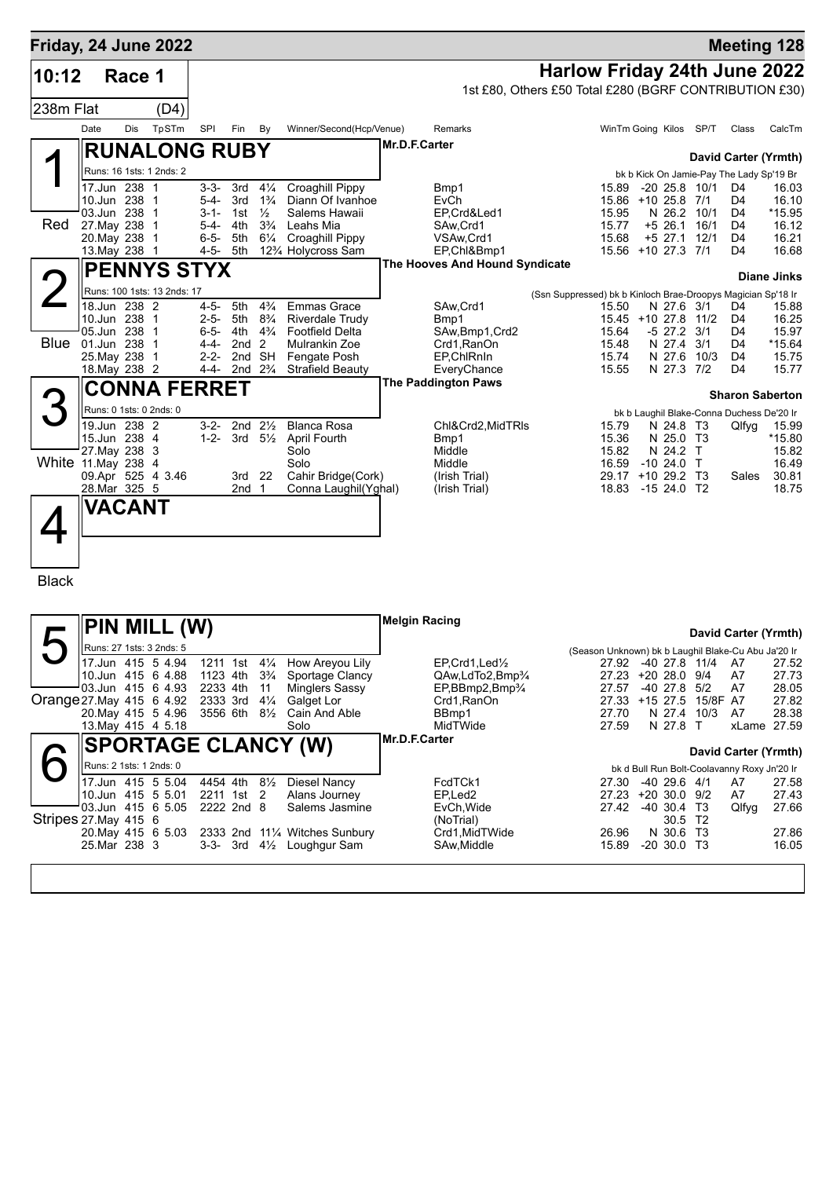# Friday, 24 June 2022 — Meeting 128

## 10:12 Race 1 — 238m Flat (D4)

**Harlow Friday 24th June 2022**

1st £80, Others £50 Total £280 (BGRF CONTRIBUTION £30)

### 1 (Red) RUNALONG RUBY
Mr.D.F.Carter — David Carter (Yrmth)

Runs: 16 1sts: 1 2nds: 2 — bk b Kick On Jamie-Pay The Lady Sp'19 Br

| Date | Dis | TpSTm | SPl | Fin | By | Winner/Second(Hcp/Venue) | Remarks | WinTm | Going | Kilos | SP/T | Class | CalcTm |
|---|---|---|---|---|---|---|---|---|---|---|---|---|---|
| 17.Jun | 238 | 1 | 3-3- | 3rd | 4¼ | Croaghill Pippy | Bmp1 | 15.89 | -20 | 25.8 | 10/1 | D4 | 16.03 |
| 10.Jun | 238 | 1 | 5-4- | 3rd | 1¾ | Diann Of Ivanhoe | EvCh | 15.86 | +10 | 25.8 | 7/1 | D4 | 16.10 |
| 03.Jun | 238 | 1 | 3-1- | 1st | ½ | Salems Hawaii | EP,Crd&Led1 | 15.95 | N | 26.2 | 10/1 | D4 | *15.95 |
| 27.May | 238 | 1 | 5-4- | 4th | 3¾ | Leahs Mia | SAw,Crd1 | 15.77 | +5 | 26.1 | 16/1 | D4 | 16.12 |
| 20.May | 238 | 1 | 6-5- | 5th | 6¼ | Croaghill Pippy | VSAw,Crd1 | 15.68 | +5 | 27.1 | 12/1 | D4 | 16.21 |
| 13.May | 238 | 1 | 4-5- | 5th | 12¾ | Holycross Sam | EP,Chl&Bmp1 | 15.56 | +10 | 27.3 | 7/1 | D4 | 16.68 |

### 2 (Blue) PENNYS STYX
The Hooves And Hound Syndicate — Diane Jinks

Runs: 100 1sts: 13 2nds: 17 — (Ssn Suppressed) bk b Kinloch Brae-Droopys Magician Sp'18 Ir

| Date | Dis | TpSTm | SPl | Fin | By | Winner/Second(Hcp/Venue) | Remarks | WinTm | Going | Kilos | SP/T | Class | CalcTm |
|---|---|---|---|---|---|---|---|---|---|---|---|---|---|
| 18.Jun | 238 | 2 | 4-5- | 5th | 4¾ | Emmas Grace | SAw,Crd1 | 15.50 | N | 27.6 | 3/1 | D4 | 15.88 |
| 10.Jun | 238 | 1 | 2-5- | 5th | 8¾ | Riverdale Trudy | Bmp1 | 15.45 | +10 | 27.8 | 11/2 | D4 | 16.25 |
| 05.Jun | 238 | 1 | 6-5- | 4th | 4¾ | Footfield Delta | SAw,Bmp1,Crd2 | 15.64 | -5 | 27.2 | 3/1 | D4 | 15.97 |
| 01.Jun | 238 | 1 | 4-4- | 2nd | 2 | Mulrankin Zoe | Crd1,RanOn | 15.48 | N | 27.4 | 3/1 | D4 | *15.64 |
| 25.May | 238 | 1 | 2-2- | 2nd | SH | Fengate Posh | EP,ChlRnIn | 15.74 | N | 27.6 | 10/3 | D4 | 15.75 |
| 18.May | 238 | 2 | 4-4- | 2nd | 2¾ | Strafield Beauty | EveryChance | 15.55 | N | 27.3 | 7/2 | D4 | 15.77 |

### 3 (White) CONNA FERRET
The Paddington Paws — Sharon Saberton

Runs: 0 1sts: 0 2nds: 0 — bk b Laughil Blake-Conna Duchess De'20 Ir

| Date | Dis | TpSTm | SPl | Fin | By | Winner/Second(Hcp/Venue) | Remarks | WinTm | Going | Kilos | SP/T | Class | CalcTm |
|---|---|---|---|---|---|---|---|---|---|---|---|---|---|
| 19.Jun | 238 | 2 | 3-2- | 2nd | 2½ | Blanca Rosa | Chl&Crd2,MidTRls | 15.79 | N | 24.8 | T3 | Qlfyg | 15.99 |
| 15.Jun | 238 | 4 | 1-2- | 3rd | 5½ | April Fourth | Bmp1 | 15.36 | N | 25.0 | T3 | | *15.80 |
| 27.May | 238 | 3 | | | | Solo | Middle | 15.82 | N | 24.2 | T | | 15.82 |
| 11.May | 238 | 4 | | | | Solo | Middle | 16.59 | -10 | 24.0 | T | | 16.49 |
| 09.Apr | 525 | 4 3.46 | | 3rd | 22 | Cahir Bridge(Cork) | (Irish Trial) | 29.17 | +10 | 29.2 | T3 | Sales | 30.81 |
| 28.Mar | 325 | 5 | | 2nd | 1 | Conna Laughil(Yghal) | (Irish Trial) | 18.83 | -15 | 24.0 | T2 | | 18.75 |

### 4 (Black) VACANT

### 5 (Orange) PIN MILL (W)
Melgin Racing — David Carter (Yrmth)

Runs: 27 1sts: 3 2nds: 5 — (Season Unknown) bk b Laughil Blake-Cu Abu Ja'20 Ir

| Date | Dis | TpSTm | SPl | Fin | By | Winner/Second(Hcp/Venue) | Remarks | WinTm | Going | Kilos | SP/T | Class | CalcTm |
|---|---|---|---|---|---|---|---|---|---|---|---|---|---|
| 17.Jun | 415 | 5 4.94 | 1211 | 1st | 4¼ | How Areyou Lily | EP,Crd1,Led½ | 27.92 | -40 | 27.8 | 11/4 | A7 | 27.52 |
| 10.Jun | 415 | 6 4.88 | 1123 | 4th | 3¾ | Sportage Clancy | QAw,LdTo2,Bmp¾ | 27.23 | +20 | 28.0 | 9/4 | A7 | 27.73 |
| 03.Jun | 415 | 6 4.93 | 2233 | 4th | 11 | Minglers Sassy | EP,BBmp2,Bmp¾ | 27.57 | -40 | 27.8 | 5/2 | A7 | 28.05 |
| 27.May | 415 | 6 4.92 | 2333 | 3rd | 4¼ | Galget Lor | Crd1,RanOn | 27.33 | +15 | 27.5 | 15/8F | A7 | 27.82 |
| 20.May | 415 | 5 4.96 | 3556 | 6th | 8½ | Cain And Able | BBmp1 | 27.70 | N | 27.4 | 10/3 | A7 | 28.38 |
| 13.May | 415 | 4 5.18 | | | | Solo | MidTWide | 27.59 | N | 27.8 | T | xLame | 27.59 |

### 6 (Stripes) SPORTAGE CLANCY (W)
Mr.D.F.Carter — David Carter (Yrmth)

Runs: 2 1sts: 1 2nds: 0 — bk d Bull Run Bolt-Coolavanny Roxy Jn'20 Ir

| Date | Dis | TpSTm | SPl | Fin | By | Winner/Second(Hcp/Venue) | Remarks | WinTm | Going | Kilos | SP/T | Class | CalcTm |
|---|---|---|---|---|---|---|---|---|---|---|---|---|---|
| 17.Jun | 415 | 5 5.04 | 4454 | 4th | 8½ | Diesel Nancy | FcdTCk1 | 27.30 | -40 | 29.6 | 4/1 | A7 | 27.58 |
| 10.Jun | 415 | 5 5.01 | 2211 | 1st | 2 | Alans Journey | EP,Led2 | 27.23 | +20 | 30.0 | 9/2 | A7 | 27.43 |
| 03.Jun | 415 | 6 5.05 | 2222 | 2nd | 8 | Salems Jasmine | EvCh,Wide | 27.42 | -40 | 30.4 | T3 | Qlfyg | 27.66 |
| 27.May | 415 | 6 | | | | | (NoTrial) | | | 30.5 | T2 | | |
| 20.May | 415 | 6 5.03 | 2333 | 2nd | 11¼ | Witches Sunbury | Crd1,MidTWide | 26.96 | N | 30.6 | T3 | | 27.86 |
| 25.Mar | 238 | 3 | 3-3- | 3rd | 4½ | Loughgur Sam | SAw,Middle | 15.89 | -20 | 30.0 | T3 | | 16.05 |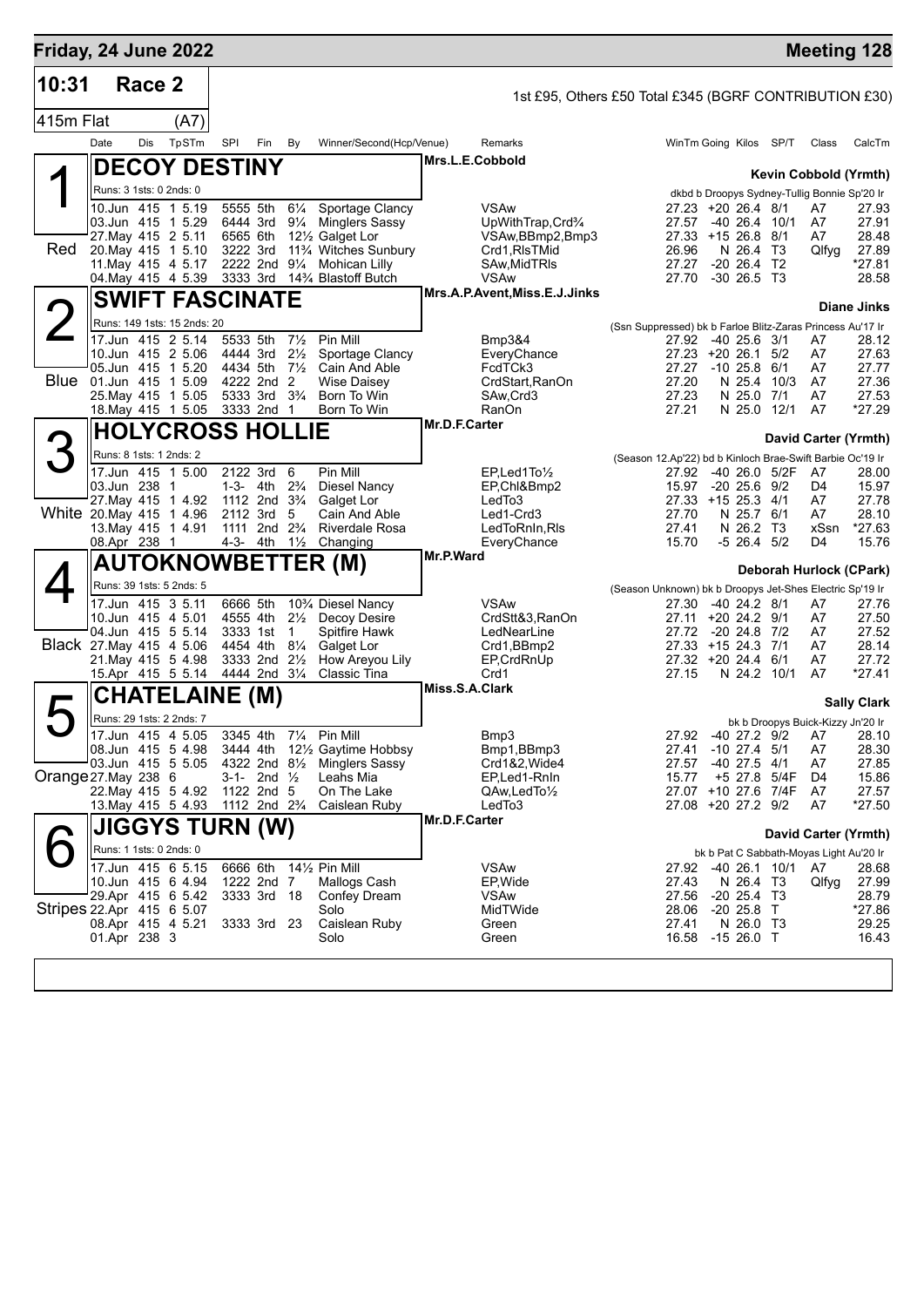## Friday, 24 June 2022 — Meeting 128

**10:31 Race 2** — 1st £95, Others £50 Total £345 (BGRF CONTRIBUTION £30)

**415m Flat (A7)**

| Date | Dis | TpSTm | SPl | Fin | By | Winner/Second(Hcp/Venue) | Remarks | WinTm | Going | Kilos | SP/T | Class | CalcTm |
|---|---|---|---|---|---|---|---|---|---|---|---|---|---|

### 1 (Red) DECOY DESTINY
Mrs.L.E.Cobbold — Kevin Cobbold (Yrmth)
Runs: 3 1sts: 0 2nds: 0 — dkbd b Droopys Sydney-Tullig Bonnie Sp'20 Ir

| Date | Dis | TpSTm | SPl | Fin | By | Winner/Second(Hcp/Venue) | Remarks | WinTm | Going | Kilos | SP/T | Class | CalcTm |
|---|---|---|---|---|---|---|---|---|---|---|---|---|---|
| 10.Jun | 415 | 1 5.19 | 5555 | 5th | 6¼ | Sportage Clancy | VSAw | 27.23 | +20 | 26.4 | 8/1 | A7 | 27.93 |
| 03.Jun | 415 | 1 5.29 | 6444 | 3rd | 9¼ | Minglers Sassy | UpWithTrap,Crd¾ | 27.57 | -40 | 26.4 | 10/1 | A7 | 27.91 |
| 27.May | 415 | 2 5.11 | 6565 | 6th | 12½ | Galget Lor | VSAw,BBmp2,Bmp3 | 27.33 | +15 | 26.8 | 8/1 | A7 | 28.48 |
| 20.May | 415 | 1 5.10 | 3222 | 3rd | 11¾ | Witches Sunbury | Crd1,RlsTMid | 26.96 | N | 26.4 | T3 | Qlfyg | 27.89 |
| 11.May | 415 | 4 5.17 | 2222 | 2nd | 9¼ | Mohican Lilly | SAw,MidTRls | 27.27 | -20 | 26.4 | T2 | | *27.81 |
| 04.May | 415 | 4 5.39 | 3333 | 3rd | 14¾ | Blastoff Butch | VSAw | 27.70 | -30 | 26.5 | T3 | | 28.58 |

### 2 (Blue) SWIFT FASCINATE
Mrs.A.P.Avent,Miss.E.J.Jinks — Diane Jinks
Runs: 149 1sts: 15 2nds: 20 — (Ssn Suppressed) bk b Farloe Blitz-Zaras Princess Au'17 Ir

| Date | Dis | TpSTm | SPl | Fin | By | Winner/Second(Hcp/Venue) | Remarks | WinTm | Going | Kilos | SP/T | Class | CalcTm |
|---|---|---|---|---|---|---|---|---|---|---|---|---|---|
| 17.Jun | 415 | 2 5.14 | 5533 | 5th | 7½ | Pin Mill | Bmp3&4 | 27.92 | -40 | 25.6 | 3/1 | A7 | 28.12 |
| 10.Jun | 415 | 2 5.06 | 4444 | 3rd | 2½ | Sportage Clancy | EveryChance | 27.23 | +20 | 26.1 | 5/2 | A7 | 27.63 |
| 05.Jun | 415 | 1 5.20 | 4434 | 5th | 7½ | Cain And Able | FcdTCk3 | 27.27 | -10 | 25.8 | 6/1 | A7 | 27.77 |
| 01.Jun | 415 | 1 5.09 | 4222 | 2nd | 2 | Wise Daisey | CrdStart,RanOn | 27.20 | N | 25.4 | 10/3 | A7 | 27.36 |
| 25.May | 415 | 1 5.05 | 5333 | 3rd | 3¾ | Born To Win | SAw,Crd3 | 27.23 | N | 25.0 | 7/1 | A7 | 27.53 |
| 18.May | 415 | 1 5.05 | 3333 | 2nd | 1 | Born To Win | RanOn | 27.21 | N | 25.0 | 12/1 | A7 | *27.29 |

### 3 (White) HOLYCROSS HOLLIE
Mr.D.F.Carter — David Carter (Yrmth)
Runs: 8 1sts: 1 2nds: 2 — (Season 12.Ap'22) bd b Kinloch Brae-Swift Barbie Oc'19 Ir

| Date | Dis | TpSTm | SPl | Fin | By | Winner/Second(Hcp/Venue) | Remarks | WinTm | Going | Kilos | SP/T | Class | CalcTm |
|---|---|---|---|---|---|---|---|---|---|---|---|---|---|
| 17.Jun | 415 | 1 5.00 | 2122 | 3rd | 6 | Pin Mill | EP,Led1To½ | 27.92 | -40 | 26.0 | 5/2F | A7 | 28.00 |
| 03.Jun | 238 | 1 | 1-3- | 4th | 2¾ | Diesel Nancy | EP,Chl&Bmp2 | 15.97 | -20 | 25.6 | 9/2 | D4 | 15.97 |
| 27.May | 415 | 1 4.92 | 1112 | 2nd | 3¾ | Galget Lor | LedTo3 | 27.33 | +15 | 25.3 | 4/1 | A7 | 27.78 |
| 20.May | 415 | 1 4.96 | 2112 | 3rd | 5 | Cain And Able | Led1-Crd3 | 27.70 | N | 25.7 | 6/1 | A7 | 28.10 |
| 13.May | 415 | 1 4.91 | 1111 | 2nd | 2¾ | Riverdale Rosa | LedToRnIn,Rls | 27.41 | N | 26.2 | T3 | xSsn | *27.63 |
| 08.Apr | 238 | 1 | 4-3- | 4th | 1½ | Changing | EveryChance | 15.70 | -5 | 26.4 | 5/2 | D4 | 15.76 |

### 4 (Black) AUTOKNOWBETTER (M)
Mr.P.Ward — Deborah Hurlock (CPark)
Runs: 39 1sts: 5 2nds: 5 — (Season Unknown) bk b Droopys Jet-Shes Electric Sp'19 Ir

| Date | Dis | TpSTm | SPl | Fin | By | Winner/Second(Hcp/Venue) | Remarks | WinTm | Going | Kilos | SP/T | Class | CalcTm |
|---|---|---|---|---|---|---|---|---|---|---|---|---|---|
| 17.Jun | 415 | 3 5.11 | 6666 | 5th | 10¾ | Diesel Nancy | VSAw | 27.30 | -40 | 24.2 | 8/1 | A7 | 27.76 |
| 10.Jun | 415 | 4 5.01 | 4555 | 4th | 2½ | Decoy Desire | CrdStt&3,RanOn | 27.11 | +20 | 24.2 | 9/1 | A7 | 27.50 |
| 04.Jun | 415 | 5 5.14 | 3333 | 1st | 1 | Spitfire Hawk | LedNearLine | 27.72 | -20 | 24.8 | 7/2 | A7 | 27.52 |
| 27.May | 415 | 4 5.06 | 4454 | 4th | 8¼ | Galget Lor | Crd1,BBmp2 | 27.33 | +15 | 24.3 | 7/1 | A7 | 28.14 |
| 21.May | 415 | 5 4.98 | 3333 | 2nd | 2½ | How Areyou Lily | EP,CrdRnUp | 27.32 | +20 | 24.4 | 6/1 | A7 | 27.72 |
| 15.Apr | 415 | 5 5.14 | 4444 | 2nd | 3¼ | Classic Tina | Crd1 | 27.15 | N | 24.2 | 10/1 | A7 | *27.41 |

### 5 (Orange) CHATELAINE (M)
Miss.S.A.Clark — Sally Clark
Runs: 29 1sts: 2 2nds: 7 — bk b Droopys Buick-Kizzy Jn'20 Ir

| Date | Dis | TpSTm | SPl | Fin | By | Winner/Second(Hcp/Venue) | Remarks | WinTm | Going | Kilos | SP/T | Class | CalcTm |
|---|---|---|---|---|---|---|---|---|---|---|---|---|---|
| 17.Jun | 415 | 4 5.05 | 3345 | 4th | 7¼ | Pin Mill | Bmp3 | 27.92 | -40 | 27.2 | 9/2 | A7 | 28.10 |
| 08.Jun | 415 | 5 4.98 | 3444 | 4th | 12½ | Gaytime Hobbsy | Bmp1,BBmp3 | 27.41 | -10 | 27.4 | 5/1 | A7 | 28.30 |
| 03.Jun | 415 | 5 5.05 | 4322 | 2nd | 8½ | Minglers Sassy | Crd1&2,Wide4 | 27.57 | -40 | 27.5 | 4/1 | A7 | 27.85 |
| 27.May | 238 | 6 | 3-1- | 2nd | ½ | Leahs Mia | EP,Led1-RnIn | 15.77 | +5 | 27.8 | 5/4F | D4 | 15.86 |
| 22.May | 415 | 5 4.92 | 1122 | 2nd | 5 | On The Lake | QAw,LedTo½ | 27.07 | +10 | 27.6 | 7/4F | A7 | 27.57 |
| 13.May | 415 | 5 4.93 | 1112 | 2nd | 2¾ | Caislean Ruby | LedTo3 | 27.08 | +20 | 27.2 | 9/2 | A7 | *27.50 |

### 6 (Stripes) JIGGYS TURN (W)
Mr.D.F.Carter — David Carter (Yrmth)
Runs: 1 1sts: 0 2nds: 0 — bk b Pat C Sabbath-Moyas Light Au'20 Ir

| Date | Dis | TpSTm | SPl | Fin | By | Winner/Second(Hcp/Venue) | Remarks | WinTm | Going | Kilos | SP/T | Class | CalcTm |
|---|---|---|---|---|---|---|---|---|---|---|---|---|---|
| 17.Jun | 415 | 6 5.15 | 6666 | 6th | 14½ | Pin Mill | VSAw | 27.92 | -40 | 26.1 | 10/1 | A7 | 28.68 |
| 10.Jun | 415 | 6 4.94 | 1222 | 2nd | 7 | Mallogs Cash | EP,Wide | 27.43 | N | 26.4 | T3 | Qlfyg | 27.99 |
| 29.Apr | 415 | 6 5.42 | 3333 | 3rd | 18 | Confey Dream | VSAw | 27.56 | -20 | 25.4 | T3 | | 28.79 |
| 22.Apr | 415 | 6 5.07 | | | | Solo | MidTWide | 28.06 | -20 | 25.8 | T | | *27.86 |
| 08.Apr | 415 | 4 5.21 | 3333 | 3rd | 23 | Caislean Ruby | Green | 27.41 | N | 26.0 | T3 | | 29.25 |
| 01.Apr | 238 | 3 | | | | Solo | Green | 16.58 | -15 | 26.0 | T | | 16.43 |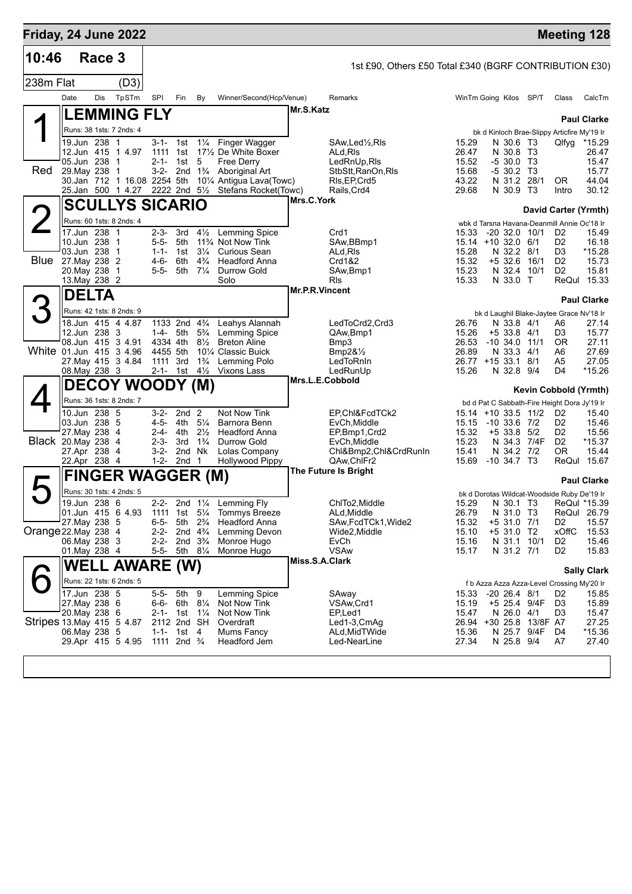# Friday, 24 June 2022

**Meeting 128**

## 10:46 Race 3

1st £90, Others £50 Total £340 (BGRF CONTRIBUTION £30)

238m Flat (D3)

| Date | Dis | TpSTm | SPl | Fin | By | Winner/Second(Hcp/Venue) | Remarks | WinTm | Going | Kilos | SP/T | Class | CalcTm |
|---|---|---|---|---|---|---|---|---|---|---|---|---|---|

### 1 Red — LEMMING FLY

Mr.S.Katz — **Paul Clarke**

Runs: 38 1sts: 7 2nds: 4 — bk d Kinloch Brae-Slippy Articfire My'19 Ir

| Date | Dis | TpSTm | SPl | Fin | By | Winner/Second(Hcp/Venue) | Remarks | WinTm | Going | Kilos | SP/T | Class | CalcTm |
|---|---|---|---|---|---|---|---|---|---|---|---|---|---|
| 19.Jun | 238 | 1 | 3-1- | 1st | 1¼ | Finger Wagger | SAw,Led½,Rls | 15.29 | N | 30.6 | T3 | Qlfyg | *15.29 |
| 12.Jun | 415 | 1 4.97 | 1111 | 1st | 17½ | De White Boxer | ALd,Rls | 26.47 | N | 30.8 | T3 | | 26.47 |
| 05.Jun | 238 | 1 | 2-1- | 1st | 5 | Free Derry | LedRnUp,Rls | 15.52 | -5 | 30.0 | T3 | | 15.47 |
| 29.May | 238 | 1 | 3-2- | 2nd | 1¾ | Aboriginal Art | StbStt,RanOn,Rls | 15.68 | -5 | 30.2 | T3 | | 15.77 |
| 30.Jan | 712 | 1 16.08 | 2254 | 5th | 10¼ | Antigua Lava(Towc) | Rls,EP,Crd5 | 43.22 | N | 31.2 | 28/1 | OR | 44.04 |
| 25.Jan | 500 | 1 4.27 | 2222 | 2nd | 5½ | Stefans Rocket(Towc) | Rails,Crd4 | 29.68 | N | 30.9 | T3 | Intro | 30.12 |

### 2 Blue — SCULLYS SICARIO

Mrs.C.York — **David Carter (Yrmth)**

Runs: 60 1sts: 8 2nds: 4 — wbk d Tarsna Havana-Deanmill Annie Oc'18 Ir

| Date | Dis | TpSTm | SPl | Fin | By | Winner/Second(Hcp/Venue) | Remarks | WinTm | Going | Kilos | SP/T | Class | CalcTm |
|---|---|---|---|---|---|---|---|---|---|---|---|---|---|
| 17.Jun | 238 | 1 | 2-3- | 3rd | 4½ | Lemming Spice | Crd1 | 15.33 | -20 | 32.0 | 10/1 | D2 | 15.49 |
| 10.Jun | 238 | 1 | 5-5- | 5th | 11¾ | Not Now Tink | SAw,BBmp1 | 15.14 | +10 | 32.0 | 6/1 | D2 | 16.18 |
| 03.Jun | 238 | 1 | 1-1- | 1st | 3¼ | Curious Sean | ALd,Rls | 15.28 | N | 32.2 | 8/1 | D3 | *15.28 |
| 27.May | 238 | 2 | 4-6- | 6th | 4¾ | Headford Anna | Crd1&2 | 15.32 | +5 | 32.6 | 16/1 | D2 | 15.73 |
| 20.May | 238 | 1 | 5-5- | 5th | 7¼ | Durrow Gold | SAw,Bmp1 | 15.23 | N | 32.4 | 10/1 | D2 | 15.81 |
| 13.May | 238 | 2 | | | | Solo | Rls | 15.33 | N | 33.0 | T | ReQul | 15.33 |

### 3 White — DELTA

Mr.P.R.Vincent — **Paul Clarke**

Runs: 42 1sts: 8 2nds: 9 — bk d Laughil Blake-Jaytee Grace Nv'18 Ir

| Date | Dis | TpSTm | SPl | Fin | By | Winner/Second(Hcp/Venue) | Remarks | WinTm | Going | Kilos | SP/T | Class | CalcTm |
|---|---|---|---|---|---|---|---|---|---|---|---|---|---|
| 18.Jun | 415 | 4 4.87 | 1133 | 2nd | 4¾ | Leahys Alannah | LedToCrd2,Crd3 | 26.76 | N | 33.8 | 4/1 | A6 | 27.14 |
| 12.Jun | 238 | 3 | 1-4- | 5th | 5¾ | Lemming Spice | QAw,Bmp1 | 15.26 | +5 | 33.8 | 4/1 | D3 | 15.77 |
| 08.Jun | 415 | 3 4.91 | 4334 | 4th | 8½ | Breton Aline | Bmp3 | 26.53 | -10 | 34.0 | 11/1 | OR | 27.11 |
| 01.Jun | 415 | 3 4.96 | 4455 | 5th | 10¼ | Classic Buick | Bmp2&½ | 26.89 | N | 33.3 | 4/1 | A6 | 27.69 |
| 27.May | 415 | 3 4.84 | 1111 | 3rd | 1¾ | Lemming Polo | LedToRnIn | 26.77 | +15 | 33.1 | 8/1 | A5 | 27.05 |
| 08.May | 238 | 3 | 2-1- | 1st | 4½ | Vixons Lass | LedRunUp | 15.26 | N | 32.8 | 9/4 | D4 | *15.26 |

### 4 Black — DECOY WOODY (M)

Mrs.L.E.Cobbold — **Kevin Cobbold (Yrmth)**

Runs: 36 1sts: 8 2nds: 7 — bd d Pat C Sabbath-Fire Height Dora Jy'19 Ir

| Date | Dis | TpSTm | SPl | Fin | By | Winner/Second(Hcp/Venue) | Remarks | WinTm | Going | Kilos | SP/T | Class | CalcTm |
|---|---|---|---|---|---|---|---|---|---|---|---|---|---|
| 10.Jun | 238 | 5 | 3-2- | 2nd | 2 | Not Now Tink | EP,Chl&FcdTCk2 | 15.14 | +10 | 33.5 | 11/2 | D2 | 15.40 |
| 03.Jun | 238 | 5 | 4-5- | 4th | 5¼ | Barnora Benn | EvCh,Middle | 15.15 | -10 | 33.6 | 7/2 | D2 | 15.46 |
| 27.May | 238 | 4 | 2-4- | 4th | 2½ | Headford Anna | EP,Bmp1,Crd2 | 15.32 | +5 | 33.8 | 5/2 | D2 | 15.56 |
| 20.May | 238 | 4 | 2-3- | 3rd | 1¾ | Durrow Gold | EvCh,Middle | 15.23 | N | 34.3 | 7/4F | D2 | *15.37 |
| 27.Apr | 238 | 4 | 3-2- | 2nd | Nk | Lolas Company | Chl&Bmp2,Chl&CrdRunIn | 15.41 | N | 34.2 | 7/2 | OR | 15.44 |
| 22.Apr | 238 | 4 | 1-2- | 2nd | 1 | Hollywood Pippy | QAw,ChlFr2 | 15.69 | -10 | 34.7 | T3 | ReQul | 15.67 |

### 5 Orange — FINGER WAGGER (M)

The Future Is Bright — **Paul Clarke**

Runs: 30 1sts: 4 2nds: 5 — bk d Dorotas Wildcat-Woodside Ruby De'19 Ir

| Date | Dis | TpSTm | SPl | Fin | By | Winner/Second(Hcp/Venue) | Remarks | WinTm | Going | Kilos | SP/T | Class | CalcTm |
|---|---|---|---|---|---|---|---|---|---|---|---|---|---|
| 19.Jun | 238 | 6 | 2-2- | 2nd | 1¼ | Lemming Fly | ChlTo2,Middle | 15.29 | N | 30.1 | T3 | ReQul | *15.39 |
| 01.Jun | 415 | 6 4.93 | 1111 | 1st | 5¼ | Tommys Breeze | ALd,Middle | 26.79 | N | 31.0 | T3 | ReQul | 26.79 |
| 27.May | 238 | 5 | 6-5- | 5th | 2¾ | Headford Anna | SAw,FcdTCk1,Wide2 | 15.32 | +5 | 31.0 | 7/1 | D2 | 15.57 |
| 22.May | 238 | 4 | 2-2- | 2nd | 4¾ | Lemming Devon | Wide2,Middle | 15.10 | +5 | 31.0 | T2 | xOffC | 15.53 |
| 06.May | 238 | 3 | 2-2- | 2nd | 3¾ | Monroe Hugo | EvCh | 15.16 | N | 31.1 | 10/1 | D2 | 15.46 |
| 01.May | 238 | 4 | 5-5- | 5th | 8¼ | Monroe Hugo | VSAw | 15.17 | N | 31.2 | 7/1 | D2 | 15.83 |

### 6 Stripes — WELL AWARE (W)

Miss.S.A.Clark — **Sally Clark**

Runs: 22 1sts: 6 2nds: 5 — f b Azza Azza Azza-Level Crossing My'20 Ir

| Date | Dis | TpSTm | SPl | Fin | By | Winner/Second(Hcp/Venue) | Remarks | WinTm | Going | Kilos | SP/T | Class | CalcTm |
|---|---|---|---|---|---|---|---|---|---|---|---|---|---|
| 17.Jun | 238 | 5 | 5-5- | 5th | 9 | Lemming Spice | SAway | 15.33 | -20 | 26.4 | 8/1 | D2 | 15.85 |
| 27.May | 238 | 6 | 6-6- | 6th | 8¼ | Not Now Tink | VSAw,Crd1 | 15.19 | +5 | 25.4 | 9/4F | D3 | 15.89 |
| 20.May | 238 | 6 | 2-1- | 1st | 1¼ | Not Now Tink | EP,Led1 | 15.47 | N | 26.0 | 4/1 | D3 | 15.47 |
| 13.May | 415 | 5 4.87 | 2112 | 2nd | SH | Overdraft | Led1-3,CmAg | 26.94 | +30 | 25.8 | 13/8F | A7 | 27.25 |
| 06.May | 238 | 5 | 1-1- | 1st | 4 | Mums Fancy | ALd,MidTWide | 15.36 | N | 25.7 | 9/4F | D4 | *15.36 |
| 29.Apr | 415 | 5 4.95 | 1111 | 2nd | ¾ | Headford Jem | Led-NearLine | 27.34 | N | 25.8 | 9/4 | A7 | 27.40 |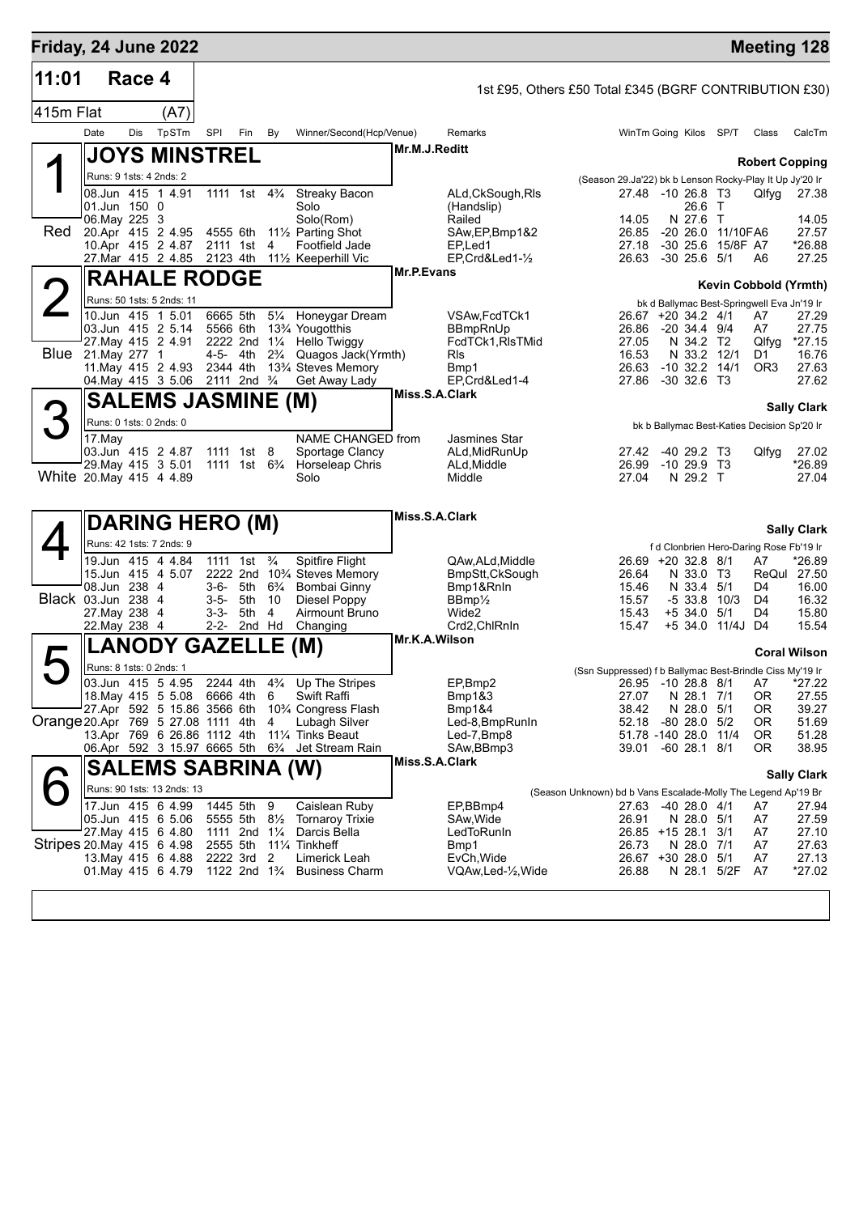## Friday, 24 June 2022 — Meeting 128

**11:01 Race 4** — 1st £95, Others £50 Total £345 (BGRF CONTRIBUTION £30)

**415m Flat (A7)**

| Date | Dis | TpSTm | SPI | Fin | By | Winner/Second(Hcp/Venue) | Remarks | WinTm | Going | Kilos | SP/T | Class | CalcTm |
|---|---|---|---|---|---|---|---|---|---|---|---|---|---|

### 1 (Red) JOYS MINSTREL — Mr.M.J.Reditt — Robert Copping
Runs: 9 1sts: 4 2nds: 2 — (Season 29.Ja'22) bk b Lenson Rocky-Play It Up Jy'20 Ir

| Date | Dis | TpSTm | SPI | Fin | By | Winner/Second(Hcp/Venue) | Remarks | WinTm | Going | Kilos | SP/T | Class | CalcTm |
|---|---|---|---|---|---|---|---|---|---|---|---|---|---|
| 08.Jun | 415 | 1 4.91 | 1111 | 1st | 4¾ | Streaky Bacon | ALd,CkSough,Rls | 27.48 | -10 | 26.8 | T3 | Qlfyg | 27.38 |
| 01.Jun | 150 | 0 | | | | Solo | (Handslip) | | | 26.6 | T | | |
| 06.May | 225 | 3 | | | | Solo(Rom) | Railed | 14.05 | N | 27.6 | T | | 14.05 |
| 20.Apr | 415 | 2 4.95 | 4555 | 6th | 11½ | Parting Shot | SAw,EP,Bmp1&2 | 26.85 | -20 | 26.0 | 11/10F | A6 | 27.57 |
| 10.Apr | 415 | 2 4.87 | 2111 | 1st | 4 | Footfield Jade | EP,Led1 | 27.18 | -30 | 25.6 | 15/8F | A7 | *26.88 |
| 27.Mar | 415 | 2 4.85 | 2123 | 4th | 11½ | Keeperhill Vic | EP,Crd&Led1-½ | 26.63 | -30 | 25.6 | 5/1 | A6 | 27.25 |

### 2 (Blue) RAHALE RODGE — Mr.P.Evans — Kevin Cobbold (Yrmth)
Runs: 50 1sts: 5 2nds: 11 — bk d Ballymac Best-Springwell Eva Jn'19 Ir

| Date | Dis | TpSTm | SPI | Fin | By | Winner/Second(Hcp/Venue) | Remarks | WinTm | Going | Kilos | SP/T | Class | CalcTm |
|---|---|---|---|---|---|---|---|---|---|---|---|---|---|
| 10.Jun | 415 | 1 5.01 | 6665 | 5th | 5¼ | Honeygar Dream | VSAw,FcdTCk1 | 26.67 | +20 | 34.2 | 4/1 | A7 | 27.29 |
| 03.Jun | 415 | 2 5.14 | 5566 | 6th | 13¾ | Yougotthis | BBmpRnUp | 26.86 | -20 | 34.4 | 9/4 | A7 | 27.75 |
| 27.May | 415 | 2 4.91 | 2222 | 2nd | 1¼ | Hello Twiggy | FcdTCk1,RlsTMid | 27.05 | N | 34.2 | T2 | Qlfyg | *27.15 |
| 21.May | 277 | 1 | 4-5- | 4th | 2¾ | Quagos Jack(Yrmth) | Rls | 16.53 | N | 33.2 | 12/1 | D1 | 16.76 |
| 11.May | 415 | 2 4.93 | 2344 | 4th | 13¾ | Steves Memory | Bmp1 | 26.63 | -10 | 32.2 | 14/1 | OR3 | 27.63 |
| 04.May | 415 | 3 5.06 | 2111 | 2nd | ¾ | Get Away Lady | EP,Crd&Led1-4 | 27.86 | -30 | 32.6 | T3 | | 27.62 |

### 3 (White) SALEMS JASMINE (M) — Miss.S.A.Clark — Sally Clark
Runs: 0 1sts: 0 2nds: 0 — bk b Ballymac Best-Katies Decision Sp'20 Ir

| Date | Dis | TpSTm | SPI | Fin | By | Winner/Second(Hcp/Venue) | Remarks | WinTm | Going | Kilos | SP/T | Class | CalcTm |
|---|---|---|---|---|---|---|---|---|---|---|---|---|---|
| 17.May | | | | | | NAME CHANGED from | Jasmines Star | | | | | | |
| 03.Jun | 415 | 2 4.87 | 1111 | 1st | 8 | Sportage Clancy | ALd,MidRunUp | 27.42 | -40 | 29.2 | T3 | Qlfyg | 27.02 |
| 29.May | 415 | 3 5.01 | 1111 | 1st | 6¾ | Horseleap Chris | ALd,Middle | 26.99 | -10 | 29.9 | T3 | | *26.89 |
| 20.May | 415 | 4 4.89 | | | | Solo | Middle | 27.04 | N | 29.2 | T | | 27.04 |

### 4 (Black) DARING HERO (M) — Miss.S.A.Clark — Sally Clark
Runs: 42 1sts: 7 2nds: 9 — f d Clonbrien Hero-Daring Rose Fb'19 Ir

| Date | Dis | TpSTm | SPI | Fin | By | Winner/Second(Hcp/Venue) | Remarks | WinTm | Going | Kilos | SP/T | Class | CalcTm |
|---|---|---|---|---|---|---|---|---|---|---|---|---|---|
| 19.Jun | 415 | 4 4.84 | 1111 | 1st | ¾ | Spitfire Flight | QAw,ALd,Middle | 26.69 | +20 | 32.8 | 8/1 | A7 | *26.89 |
| 15.Jun | 415 | 4 5.07 | 2222 | 2nd | 10¾ | Steves Memory | BmpStt,CkSough | 26.64 | N | 33.0 | T3 | ReQul | 27.50 |
| 08.Jun | 238 | 4 | 3-6- | 5th | 6¾ | Bombai Ginny | Bmp1&RnIn | 15.46 | N | 33.4 | 5/1 | D4 | 16.00 |
| 03.Jun | 238 | 4 | 3-5- | 5th | 10 | Diesel Poppy | BBmp½ | 15.57 | -5 | 33.8 | 10/3 | D4 | 16.32 |
| 27.May | 238 | 4 | 3-3- | 5th | 4 | Airmount Bruno | Wide2 | 15.43 | +5 | 34.0 | 5/1 | D4 | 15.80 |
| 22.May | 238 | 4 | 2-2- | 2nd | Hd | Changing | Crd2,ChlRnIn | 15.47 | +5 | 34.0 | 11/4J | D4 | 15.54 |

### 5 (Orange) LANODY GAZELLE (M) — Mr.K.A.Wilson — Coral Wilson
Runs: 8 1sts: 0 2nds: 1 — (Ssn Suppressed) f b Ballymac Best-Brindle Ciss My'19 Ir

| Date | Dis | TpSTm | SPI | Fin | By | Winner/Second(Hcp/Venue) | Remarks | WinTm | Going | Kilos | SP/T | Class | CalcTm |
|---|---|---|---|---|---|---|---|---|---|---|---|---|---|
| 03.Jun | 415 | 5 4.95 | 2244 | 4th | 4¾ | Up The Stripes | EP,Bmp2 | 26.95 | -10 | 28.8 | 8/1 | A7 | *27.22 |
| 18.May | 415 | 5 5.08 | 6666 | 4th | 6 | Swift Raffi | Bmp1&3 | 27.07 | N | 28.1 | 7/1 | OR | 27.55 |
| 27.Apr | 592 | 5 15.86 | 3566 | 6th | 10¾ | Congress Flash | Bmp1&4 | 38.42 | N | 28.0 | 5/1 | OR | 39.27 |
| 20.Apr | 769 | 5 27.08 | 1111 | 4th | 4 | Lubagh Silver | Led-8,BmpRunIn | 52.18 | -80 | 28.0 | 5/2 | OR | 51.69 |
| 13.Apr | 769 | 6 26.86 | 1112 | 4th | 11¼ | Tinks Beaut | Led-7,Bmp8 | 51.78 | -140 | 28.0 | 11/4 | OR | 51.28 |
| 06.Apr | 592 | 3 15.97 | 6665 | 5th | 6¾ | Jet Stream Rain | SAw,BBmp3 | 39.01 | -60 | 28.1 | 8/1 | OR | 38.95 |

### 6 (Stripes) SALEMS SABRINA (W) — Miss.S.A.Clark — Sally Clark
Runs: 90 1sts: 13 2nds: 13 — (Season Unknown) bd b Vans Escalade-Molly The Legend Ap'19 Br

| Date | Dis | TpSTm | SPI | Fin | By | Winner/Second(Hcp/Venue) | Remarks | WinTm | Going | Kilos | SP/T | Class | CalcTm |
|---|---|---|---|---|---|---|---|---|---|---|---|---|---|
| 17.Jun | 415 | 6 4.99 | 1445 | 5th | 9 | Caislean Ruby | EP,BBmp4 | 27.63 | -40 | 28.0 | 4/1 | A7 | 27.94 |
| 05.Jun | 415 | 6 5.06 | 5555 | 5th | 8½ | Tornaroy Trixie | SAw,Wide | 26.91 | N | 28.0 | 5/1 | A7 | 27.59 |
| 27.May | 415 | 6 4.80 | 1111 | 2nd | 1¼ | Darcis Bella | LedToRunIn | 26.85 | +15 | 28.1 | 3/1 | A7 | 27.10 |
| 20.May | 415 | 6 4.98 | 2555 | 5th | 11¼ | Tinkheff | Bmp1 | 26.73 | N | 28.0 | 7/1 | A7 | 27.63 |
| 13.May | 415 | 6 4.88 | 2222 | 3rd | 2 | Limerick Leah | EvCh,Wide | 26.67 | +30 | 28.0 | 5/1 | A7 | 27.13 |
| 01.May | 415 | 6 4.79 | 1122 | 2nd | 1¾ | Business Charm | VQAw,Led-½,Wide | 26.88 | N | 28.1 | 5/2F | A7 | *27.02 |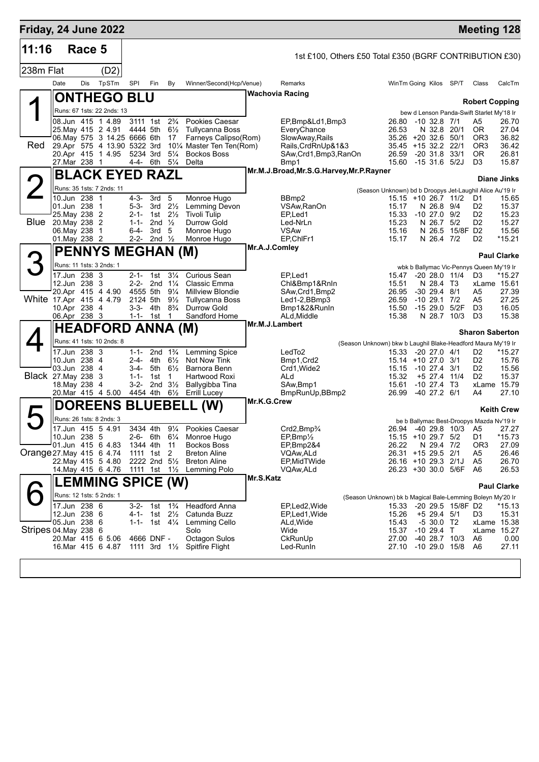# Friday, 24 June 2022

**Meeting 128**

## 11:16 Race 5

1st £100, Others £50 Total £350 (BGRF CONTRIBUTION £30)

238m Flat (D2)

| Date | Dis | TpSTm | SPI | Fin | By | Winner/Second(Hcp/Venue) | Remarks | WinTm | Going | Kilos | SP/T | Class | CalcTm |
|---|---|---|---|---|---|---|---|---|---|---|---|---|---|

### 1 — ONTHEGO BLU (Red)

Wachovia Racing — Trainer: **Robert Copping**

Runs: 67 1sts: 22 2nds: 13 — bew d Lenson Panda-Swift Starlet My'18 Ir

| Date | Dis | TpSTm | SPI | Fin | By | Winner/Second(Hcp/Venue) | Remarks | WinTm | Going | Kilos | SP/T | Class | CalcTm |
|---|---|---|---|---|---|---|---|---|---|---|---|---|---|
| 08.Jun | 415 | 1 4.89 | 3111 | 1st | 2¾ | Pookies Caesar | EP,Bmp&Ld1,Bmp3 | 26.80 | -10 | 32.8 | 7/1 | A5 | 26.70 |
| 25.May | 415 | 2 4.91 | 4444 | 5th | 6½ | Tullycanna Boss | EveryChance | 26.53 | N | 32.8 | 20/1 | OR | 27.04 |
| 06.May | 575 | 3 14.25 | 6666 | 6th | 17 | Farneys Calipso(Rom) | SlowAway,Rails | 35.26 | +20 | 32.6 | 50/1 | OR3 | 36.82 |
| 29.Apr | 575 | 4 13.90 | 5322 | 3rd | 10¼ | Master Ten Ten(Rom) | Rails,CrdRnUp&1&3 | 35.45 | +15 | 32.2 | 22/1 | OR3 | 36.42 |
| 20.Apr | 415 | 1 4.95 | 5234 | 3rd | 5¼ | Bockos Boss | SAw,Crd1,Bmp3,RanOn | 26.59 | -20 | 31.8 | 33/1 | OR | 26.81 |
| 27.Mar | 238 | 1 | 4-4- | 6th | 5¼ | Delta | Bmp1 | 15.60 | -15 | 31.6 | 5/2J | D3 | 15.87 |

### 2 — BLACK EYED RAZL (Blue)

Mr.M.J.Broad,Mr.S.G.Harvey,Mr.P.Rayner — Trainer: **Diane Jinks**

Runs: 35 1sts: 7 2nds: 11 — (Season Unknown) bd b Droopys Jet-Laughil Alice Au'19 Ir

| Date | Dis | TpSTm | SPI | Fin | By | Winner/Second(Hcp/Venue) | Remarks | WinTm | Going | Kilos | SP/T | Class | CalcTm |
|---|---|---|---|---|---|---|---|---|---|---|---|---|---|
| 10.Jun | 238 | 1 | 4-3- | 3rd | 5 | Monroe Hugo | BBmp2 | 15.15 | +10 | 26.7 | 11/2 | D1 | 15.65 |
| 01.Jun | 238 | 1 | 5-3- | 3rd | 2½ | Lemming Devon | VSAw,RanOn | 15.17 | N | 26.8 | 9/4 | D2 | 15.37 |
| 25.May | 238 | 2 | 2-1- | 1st | 2½ | Tivoli Tulip | EP,Led1 | 15.33 | -10 | 27.0 | 9/2 | D2 | 15.23 |
| 20.May | 238 | 2 | 1-1- | 2nd | ½ | Durrow Gold | Led-NrLn | 15.23 | N | 26.7 | 5/2 | D2 | 15.27 |
| 06.May | 238 | 1 | 6-4- | 3rd | 5 | Monroe Hugo | VSAw | 15.16 | N | 26.5 | 15/8F | D2 | 15.56 |
| 01.May | 238 | 2 | 2-2- | 2nd | ½ | Monroe Hugo | EP,ChlFr1 | 15.17 | N | 26.4 | 7/2 | D2 | *15.21 |

### 3 — PENNYS MEGHAN (M) (White)

Mr.A.J.Comley — Trainer: **Paul Clarke**

Runs: 11 1sts: 3 2nds: 1 — wbk b Ballymac Vic-Pennys Queen My'19 Ir

| Date | Dis | TpSTm | SPI | Fin | By | Winner/Second(Hcp/Venue) | Remarks | WinTm | Going | Kilos | SP/T | Class | CalcTm |
|---|---|---|---|---|---|---|---|---|---|---|---|---|---|
| 17.Jun | 238 | 3 | 2-1- | 1st | 3¼ | Curious Sean | EP,Led1 | 15.47 | -20 | 28.0 | 11/4 | D3 | *15.27 |
| 12.Jun | 238 | 3 | 2-2- | 2nd | 1¼ | Classic Emma | Chl&Bmp1&RnIn | 15.51 | N | 28.4 | T3 | xLame | 15.61 |
| 20.Apr | 415 | 4 4.90 | 4555 | 5th | 9¼ | Millview Blondie | SAw,Crd1,Bmp2 | 26.95 | -30 | 29.4 | 8/1 | A5 | 27.39 |
| 17.Apr | 415 | 4 4.79 | 2124 | 5th | 9½ | Tullycanna Boss | Led1-2,BBmp3 | 26.59 | -10 | 29.1 | 7/2 | A5 | 27.25 |
| 10.Apr | 238 | 4 | 3-3- | 4th | 8¾ | Durrow Gold | Bmp1&2&RunIn | 15.50 | -15 | 29.0 | 5/2F | D3 | 16.05 |
| 06.Apr | 238 | 3 | 1-1- | 1st | 1 | Sandford Home | ALd,Middle | 15.38 | N | 28.7 | 10/3 | D3 | 15.38 |

### 4 — HEADFORD ANNA (M) (Black)

Mr.M.J.Lambert — Trainer: **Sharon Saberton**

Runs: 41 1sts: 10 2nds: 8 — (Season Unknown) bkw b Laughil Blake-Headford Maura My'19 Ir

| Date | Dis | TpSTm | SPI | Fin | By | Winner/Second(Hcp/Venue) | Remarks | WinTm | Going | Kilos | SP/T | Class | CalcTm |
|---|---|---|---|---|---|---|---|---|---|---|---|---|---|
| 17.Jun | 238 | 3 | 1-1- | 2nd | 1¾ | Lemming Spice | LedTo2 | 15.33 | -20 | 27.0 | 4/1 | D2 | *15.27 |
| 10.Jun | 238 | 4 | 2-4- | 4th | 6½ | Not Now Tink | Bmp1,Crd2 | 15.14 | +10 | 27.0 | 3/1 | D2 | 15.76 |
| 03.Jun | 238 | 4 | 3-4- | 5th | 6½ | Barnora Benn | Crd1,Wide2 | 15.15 | -10 | 27.4 | 3/1 | D2 | 15.56 |
| 27.May | 238 | 3 | 1-1- | 1st | 1 | Hartwood Roxi | ALd | 15.32 | +5 | 27.4 | 11/4 | D2 | 15.37 |
| 18.May | 238 | 4 | 3-2- | 2nd | 3½ | Ballygibba Tina | SAw,Bmp1 | 15.61 | -10 | 27.4 | T3 | xLame | 15.79 |
| 20.Mar | 415 | 4 5.00 | 4454 | 4th | 6½ | Errill Lucey | BmpRunUp,BBmp2 | 26.99 | -40 | 27.2 | 6/1 | A4 | 27.10 |

### 5 — DOREENS BLUEBELL (W) (Orange)

Mr.K.G.Crew — Trainer: **Keith Crew**

Runs: 26 1sts: 8 2nds: 3 — be b Ballymac Best-Droopys Mazda Nv'19 Ir

| Date | Dis | TpSTm | SPI | Fin | By | Winner/Second(Hcp/Venue) | Remarks | WinTm | Going | Kilos | SP/T | Class | CalcTm |
|---|---|---|---|---|---|---|---|---|---|---|---|---|---|
| 17.Jun | 415 | 5 4.91 | 3434 | 4th | 9¼ | Pookies Caesar | Crd2,Bmp¾ | 26.94 | -40 | 29.8 | 10/3 | A5 | 27.27 |
| 10.Jun | 238 | 5 | 2-6- | 6th | 6¼ | Monroe Hugo | EP,Bmp½ | 15.15 | +10 | 29.7 | 5/2 | D1 | *15.73 |
| 01.Jun | 415 | 6 4.83 | 1344 | 4th | 11 | Bockos Boss | EP,Bmp2&4 | 26.22 | N | 29.4 | 7/2 | OR3 | 27.09 |
| 27.May | 415 | 6 4.74 | 1111 | 1st | 2 | Breton Aline | VQAw,ALd | 26.31 | +15 | 29.5 | 2/1 | A5 | 26.46 |
| 22.May | 415 | 5 4.80 | 2222 | 2nd | 5½ | Breton Aline | EP,MidTWide | 26.16 | +10 | 29.3 | 2/1J | A5 | 26.70 |
| 14.May | 415 | 6 4.76 | 1111 | 1st | 1½ | Lemming Polo | VQAw,ALd | 26.23 | +30 | 30.0 | 5/6F | A6 | 26.53 |

### 6 — LEMMING SPICE (W) (Stripes)

Mr.S.Katz — Trainer: **Paul Clarke**

Runs: 12 1sts: 5 2nds: 1 — (Season Unknown) bk b Magical Bale-Lemming Boleyn My'20 Ir

| Date | Dis | TpSTm | SPI | Fin | By | Winner/Second(Hcp/Venue) | Remarks | WinTm | Going | Kilos | SP/T | Class | CalcTm |
|---|---|---|---|---|---|---|---|---|---|---|---|---|---|
| 17.Jun | 238 | 6 | 3-2- | 1st | 1¾ | Headford Anna | EP,Led2,Wide | 15.33 | -20 | 29.5 | 15/8F | D2 | *15.13 |
| 12.Jun | 238 | 6 | 4-1- | 1st | 2½ | Catunda Buzz | EP,Led1,Wide | 15.26 | +5 | 29.4 | 5/1 | D3 | 15.31 |
| 05.Jun | 238 | 6 | 1-1- | 1st | 4¼ | Lemming Cello | ALd,Wide | 15.43 | -5 | 30.0 | T2 | xLame | 15.38 |
| 04.May | 238 | 6 | | | | Solo | Wide | 15.37 | -10 | 29.4 | T | xLame | 15.27 |
| 20.Mar | 415 | 6 5.06 | 4666 | DNF | - | Octagon Sulos | CkRunUp | 27.00 | -40 | 28.7 | 10/3 | A6 | 0.00 |
| 16.Mar | 415 | 6 4.87 | 1111 | 3rd | 1½ | Spitfire Flight | Led-RunIn | 27.10 | -10 | 29.0 | 15/8 | A6 | 27.11 |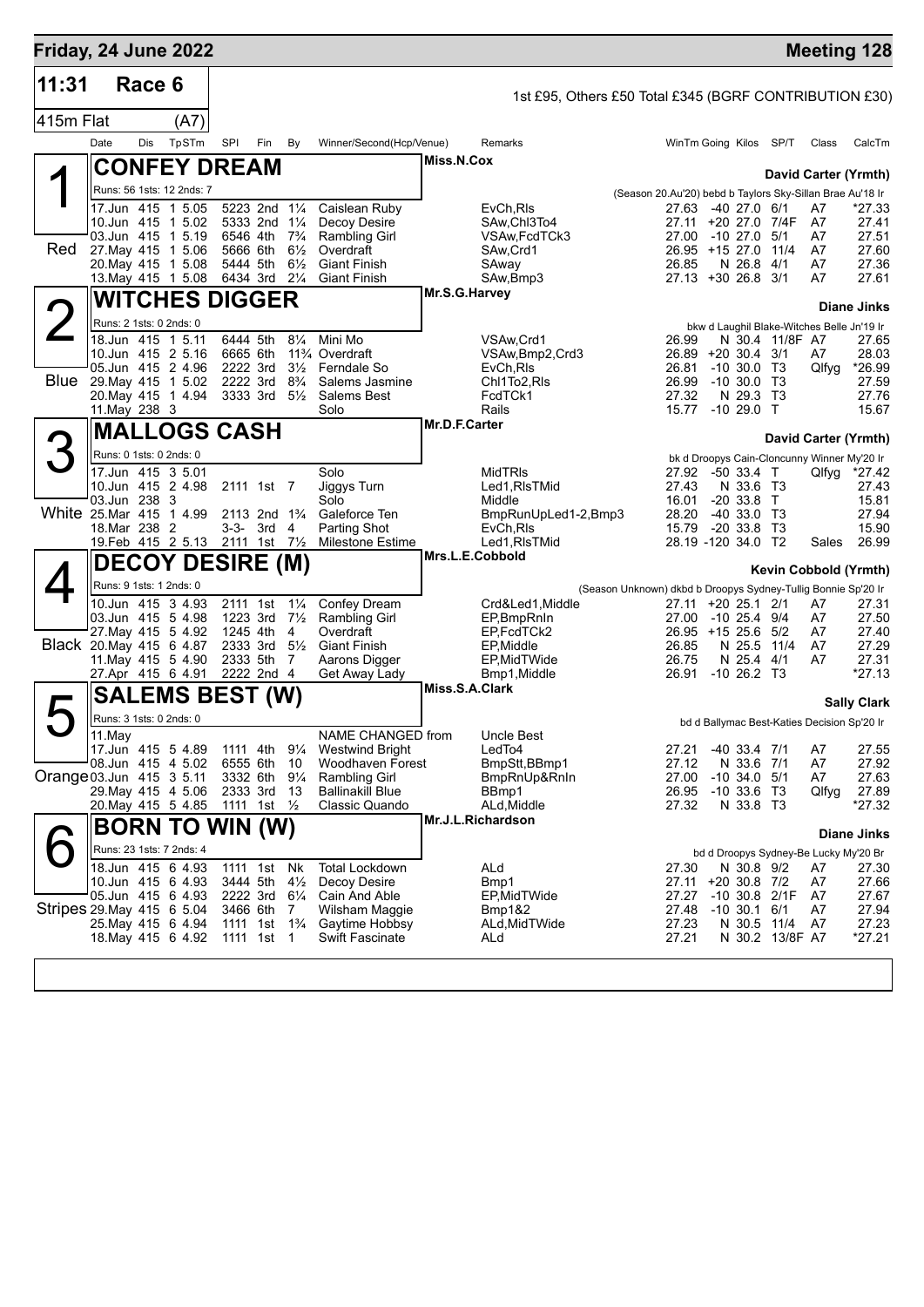## Friday, 24 June 2022 — Meeting 128

**11:31 Race 6** — 1st £95, Others £50 Total £345 (BGRF CONTRIBUTION £30)

**415m Flat (A7)**

| Date | Dis | TpSTm | SPI | Fin | By | Winner/Second(Hcp/Venue) | Remarks | WinTm | Going | Kilos | SP/T | Class | CalcTm |
|---|---|---|---|---|---|---|---|---|---|---|---|---|---|

### 1 (Red) CONFEY DREAM — Miss.N.Cox — David Carter (Yrmth)

Runs: 56 1sts: 12 2nds: 7 — (Season 20.Au'20) bebd b Taylors Sky-Sillan Brae Au'18 Ir

| Date | Dis | TpSTm | SPI | Fin | By | Winner/Second(Hcp/Venue) | Remarks | WinTm | Going | Kilos | SP/T | Class | CalcTm |
|---|---|---|---|---|---|---|---|---|---|---|---|---|---|
| 17.Jun | 415 | 1 5.05 | 5223 | 2nd | 1¼ | Caislean Ruby | EvCh,Rls | 27.63 | -40 | 27.0 | 6/1 | A7 | *27.33 |
| 10.Jun | 415 | 1 5.02 | 5333 | 2nd | 1¼ | Decoy Desire | SAw,Chl3To4 | 27.11 | +20 | 27.0 | 7/4F | A7 | 27.41 |
| 03.Jun | 415 | 1 5.19 | 6546 | 4th | 7¾ | Rambling Girl | VSAw,FcdTCk3 | 27.00 | -10 | 27.0 | 5/1 | A7 | 27.51 |
| 27.May | 415 | 1 5.06 | 5666 | 6th | 6½ | Overdraft | SAw,Crd1 | 26.95 | +15 | 27.0 | 11/4 | A7 | 27.60 |
| 20.May | 415 | 1 5.08 | 5444 | 5th | 6½ | Giant Finish | SAway | 26.85 | N | 26.8 | 4/1 | A7 | 27.36 |
| 13.May | 415 | 1 5.08 | 6434 | 3rd | 2¼ | Giant Finish | SAw,Bmp3 | 27.13 | +30 | 26.8 | 3/1 | A7 | 27.61 |

### 2 (Blue) WITCHES DIGGER — Mr.S.G.Harvey — Diane Jinks

Runs: 2 1sts: 0 2nds: 0 — bkw d Laughil Blake-Witches Belle Jn'19 Ir

| Date | Dis | TpSTm | SPI | Fin | By | Winner/Second(Hcp/Venue) | Remarks | WinTm | Going | Kilos | SP/T | Class | CalcTm |
|---|---|---|---|---|---|---|---|---|---|---|---|---|---|
| 18.Jun | 415 | 1 5.11 | 6444 | 5th | 8¼ | Mini Mo | VSAw,Crd1 | 26.99 | N | 30.4 | 11/8F | A7 | 27.65 |
| 10.Jun | 415 | 2 5.16 | 6665 | 6th | 11¾ | Overdraft | VSAw,Bmp2,Crd3 | 26.89 | +20 | 30.4 | 3/1 | A7 | 28.03 |
| 05.Jun | 415 | 2 4.96 | 2222 | 3rd | 3½ | Ferndale So | EvCh,Rls | 26.81 | -10 | 30.0 | T3 | Qlfyg | *26.99 |
| 29.May | 415 | 1 5.02 | 2222 | 3rd | 8¾ | Salems Jasmine | Chl1To2,Rls | 26.99 | -10 | 30.0 | T3 | | 27.59 |
| 20.May | 415 | 1 4.94 | 3333 | 3rd | 5½ | Salems Best | FcdTCk1 | 27.32 | N | 29.3 | T3 | | 27.76 |
| 11.May | 238 | 3 | | | | Solo | Rails | 15.77 | -10 | 29.0 | T | | 15.67 |

### 3 (White) MALLOGS CASH — Mr.D.F.Carter — David Carter (Yrmth)

Runs: 0 1sts: 0 2nds: 0 — bk d Droopys Cain-Cloncunny Winner My'20 Ir

| Date | Dis | TpSTm | SPI | Fin | By | Winner/Second(Hcp/Venue) | Remarks | WinTm | Going | Kilos | SP/T | Class | CalcTm |
|---|---|---|---|---|---|---|---|---|---|---|---|---|---|
| 17.Jun | 415 | 3 5.01 | | | | Solo | MidTRls | 27.92 | -50 | 33.4 | T | Qlfyg | *27.42 |
| 10.Jun | 415 | 2 4.98 | 2111 | 1st | 7 | Jiggys Turn | Led1,RlsTMid | 27.43 | N | 33.6 | T3 | | 27.43 |
| 03.Jun | 238 | 3 | | | | Solo | Middle | 16.01 | -20 | 33.8 | T | | 15.81 |
| 25.Mar | 415 | 1 4.99 | 2113 | 2nd | 1¾ | Galeforce Ten | BmpRunUpLed1-2,Bmp3 | 28.20 | -40 | 33.0 | T3 | | 27.94 |
| 18.Mar | 238 | 2 | 3-3- | 3rd | 4 | Parting Shot | EvCh,Rls | 15.79 | -20 | 33.8 | T3 | | 15.90 |
| 19.Feb | 415 | 2 5.13 | 2111 | 1st | 7½ | Milestone Estime | Led1,RlsTMid | 28.19 | -120 | 34.0 | T2 | Sales | 26.99 |

### 4 (Black) DECOY DESIRE (M) — Mrs.L.E.Cobbold — Kevin Cobbold (Yrmth)

Runs: 9 1sts: 1 2nds: 0 — (Season Unknown) dkbd b Droopys Sydney-Tullig Bonnie Sp'20 Ir

| Date | Dis | TpSTm | SPI | Fin | By | Winner/Second(Hcp/Venue) | Remarks | WinTm | Going | Kilos | SP/T | Class | CalcTm |
|---|---|---|---|---|---|---|---|---|---|---|---|---|---|
| 10.Jun | 415 | 3 4.93 | 2111 | 1st | 1¼ | Confey Dream | Crd&Led1,Middle | 27.11 | +20 | 25.1 | 2/1 | A7 | 27.31 |
| 03.Jun | 415 | 5 4.98 | 1223 | 3rd | 7½ | Rambling Girl | EP,BmpRnIn | 27.00 | -10 | 25.4 | 9/4 | A7 | 27.50 |
| 27.May | 415 | 5 4.92 | 1245 | 4th | 4 | Overdraft | EP,FcdTCk2 | 26.95 | +15 | 25.6 | 5/2 | A7 | 27.40 |
| 20.May | 415 | 6 4.87 | 2333 | 3rd | 5½ | Giant Finish | EP,Middle | 26.85 | N | 25.5 | 11/4 | A7 | 27.29 |
| 11.May | 415 | 5 4.90 | 2333 | 5th | 7 | Aarons Digger | EP,MidTWide | 26.75 | N | 25.4 | 4/1 | A7 | 27.31 |
| 27.Apr | 415 | 6 4.91 | 2222 | 2nd | 4 | Get Away Lady | Bmp1,Middle | 26.91 | -10 | 26.2 | T3 | | *27.13 |

### 5 (Orange) SALEMS BEST (W) — Miss.S.A.Clark — Sally Clark

Runs: 3 1sts: 0 2nds: 0 — bd d Ballymac Best-Katies Decision Sp'20 Ir

| Date | Dis | TpSTm | SPI | Fin | By | Winner/Second(Hcp/Venue) | Remarks | WinTm | Going | Kilos | SP/T | Class | CalcTm |
|---|---|---|---|---|---|---|---|---|---|---|---|---|---|
| 11.May | | | | | | NAME CHANGED from | Uncle Best | | | | | | |
| 17.Jun | 415 | 5 4.89 | 1111 | 4th | 9¼ | Westwind Bright | LedTo4 | 27.21 | -40 | 33.4 | 7/1 | A7 | 27.55 |
| 08.Jun | 415 | 4 5.02 | 6555 | 6th | 10 | Woodhaven Forest | BmpStt,BBmp1 | 27.12 | N | 33.6 | 7/1 | A7 | 27.92 |
| 03.Jun | 415 | 3 5.11 | 3332 | 6th | 9¼ | Rambling Girl | BmpRnUp&RnIn | 27.00 | -10 | 34.0 | 5/1 | A7 | 27.63 |
| 29.May | 415 | 4 5.06 | 2333 | 3rd | 13 | Ballinakill Blue | BBmp1 | 26.95 | -10 | 33.6 | T3 | Qlfyg | 27.89 |
| 20.May | 415 | 5 4.85 | 1111 | 1st | ½ | Classic Quando | ALd,Middle | 27.32 | N | 33.8 | T3 | | *27.32 |

### 6 (Stripes) BORN TO WIN (W) — Mr.J.L.Richardson — Diane Jinks

Runs: 23 1sts: 7 2nds: 4 — bd d Droopys Sydney-Be Lucky My'20 Br

| Date | Dis | TpSTm | SPI | Fin | By | Winner/Second(Hcp/Venue) | Remarks | WinTm | Going | Kilos | SP/T | Class | CalcTm |
|---|---|---|---|---|---|---|---|---|---|---|---|---|---|
| 18.Jun | 415 | 6 4.93 | 1111 | 1st | Nk | Total Lockdown | ALd | 27.30 | N | 30.8 | 9/2 | A7 | 27.30 |
| 10.Jun | 415 | 6 4.93 | 3444 | 5th | 4½ | Decoy Desire | Bmp1 | 27.11 | +20 | 30.8 | 7/2 | A7 | 27.66 |
| 05.Jun | 415 | 6 4.93 | 2222 | 3rd | 6¼ | Cain And Able | EP,MidTWide | 27.27 | -10 | 30.8 | 2/1F | A7 | 27.67 |
| 29.May | 415 | 6 5.04 | 3466 | 6th | 7 | Wilsham Maggie | Bmp1&2 | 27.48 | -10 | 30.1 | 6/1 | A7 | 27.94 |
| 25.May | 415 | 6 4.94 | 1111 | 1st | 1¾ | Gaytime Hobbsy | ALd,MidTWide | 27.23 | N | 30.5 | 11/4 | A7 | 27.23 |
| 18.May | 415 | 6 4.92 | 1111 | 1st | 1 | Swift Fascinate | ALd | 27.21 | N | 30.2 | 13/8F | A7 | *27.21 |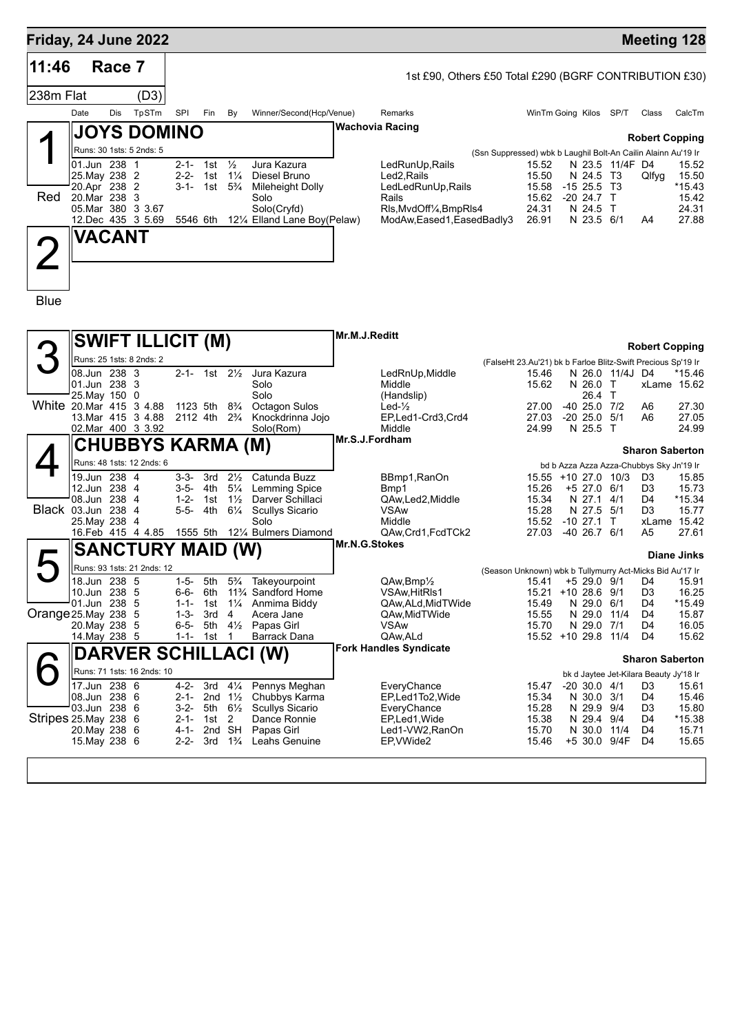# Friday, 24 June 2022 — Meeting 128

**11:46 Race 7** — 1st £90, Others £50 Total £290 (BGRF CONTRIBUTION £30)

**238m Flat (D3)**

| Date | Dis | TpSTm | SPI | Fin | By | Winner/Second(Hcp/Venue) | Remarks | WinTm | Going | Kilos | SP/T | Class | CalcTm |
|---|---|---|---|---|---|---|---|---|---|---|---|---|---|

## 1 Red — JOYS DOMINO

Wachovia Racing — **Robert Copping**

Runs: 30 1sts: 5 2nds: 5

(Ssn Suppressed) wbk b Laughil Bolt-An Cailin Alainn Au'19 Ir

| Date | Dis | TpSTm | SPI | Fin | By | Winner/Second(Hcp/Venue) | Remarks | WinTm | Going | Kilos | SP/T | Class | CalcTm |
|---|---|---|---|---|---|---|---|---|---|---|---|---|---|
| 01.Jun | 238 | 1 | 2-1- | 1st | ½ | Jura Kazura | LedRunUp,Rails | 15.52 | N | 23.5 | 11/4F | D4 | 15.52 |
| 25.May | 238 | 2 | 2-2- | 1st | 1¼ | Diesel Bruno | Led2,Rails | 15.50 | N | 24.5 | T3 | Qlfyg | 15.50 |
| 20.Apr | 238 | 2 | 3-1- | 1st | 5¾ | Mileheight Dolly | LedLedRunUp,Rails | 15.58 | -15 | 25.5 | T3 | | *15.43 |
| 20.Mar | 238 | 3 | | | | Solo | Rails | 15.62 | -20 | 24.7 | T | | 15.42 |
| 05.Mar | 380 | 3 3.67 | | | | Solo(Cryfd) | Rls,MvdOff¼,BmpRls4 | 24.31 | N | 24.5 | T | | 24.31 |
| 12.Dec | 435 | 3 5.69 | 5546 | 6th | 12¼ | Elland Lane Boy(Pelaw) | ModAw,Eased1,EasedBadly3 | 26.91 | N | 23.5 | 6/1 | A4 | 27.88 |

## 2 Blue — VACANT

## 3 White — SWIFT ILLICIT (M)

Mr.M.J.Reditt — **Robert Copping**

Runs: 25 1sts: 8 2nds: 2

(FalseHt 23.Au'21) bk b Farloe Blitz-Swift Precious Sp'19 Ir

| Date | Dis | TpSTm | SPI | Fin | By | Winner/Second(Hcp/Venue) | Remarks | WinTm | Going | Kilos | SP/T | Class | CalcTm |
|---|---|---|---|---|---|---|---|---|---|---|---|---|---|
| 08.Jun | 238 | 3 | 2-1- | 1st | 2½ | Jura Kazura | LedRnUp,Middle | 15.46 | N | 26.0 | 11/4J | D4 | *15.46 |
| 01.Jun | 238 | 3 | | | | Solo | Middle | 15.62 | N | 26.0 | T | xLame | 15.62 |
| 25.May | 150 | 0 | | | | Solo | (Handslip) | | | 26.4 | T | | |
| 20.Mar | 415 | 3 4.88 | 1123 | 5th | 8¾ | Octagon Sulos | Led-½ | 27.00 | -40 | 25.0 | 7/2 | A6 | 27.30 |
| 13.Mar | 415 | 3 4.88 | 2112 | 4th | 2¾ | Knockdrinna Jojo | EP,Led1-Crd3,Crd4 | 27.03 | -20 | 25.0 | 5/1 | A6 | 27.05 |
| 02.Mar | 400 | 3 3.92 | | | | Solo(Rom) | Middle | 24.99 | N | 25.5 | T | | 24.99 |

## 4 Black — CHUBBYS KARMA (M)

Mr.S.J.Fordham — **Sharon Saberton**

Runs: 48 1sts: 12 2nds: 6

bd b Azza Azza Azza-Chubbys Sky Jn'19 Ir

| Date | Dis | TpSTm | SPI | Fin | By | Winner/Second(Hcp/Venue) | Remarks | WinTm | Going | Kilos | SP/T | Class | CalcTm |
|---|---|---|---|---|---|---|---|---|---|---|---|---|---|
| 19.Jun | 238 | 4 | 3-3- | 3rd | 2½ | Catunda Buzz | BBmp1,RanOn | 15.55 | +10 | 27.0 | 10/3 | D3 | 15.85 |
| 12.Jun | 238 | 4 | 3-5- | 4th | 5¼ | Lemming Spice | Bmp1 | 15.26 | +5 | 27.0 | 6/1 | D3 | 15.73 |
| 08.Jun | 238 | 4 | 1-2- | 1st | 1½ | Darver Schillaci | QAw,Led2,Middle | 15.34 | N | 27.1 | 4/1 | D4 | *15.34 |
| 03.Jun | 238 | 4 | 5-5- | 4th | 6¼ | Scullys Sicario | VSAw | 15.28 | N | 27.5 | 5/1 | D3 | 15.77 |
| 25.May | 238 | 4 | | | | Solo | Middle | 15.52 | -10 | 27.1 | T | xLame | 15.42 |
| 16.Feb | 415 | 4 4.85 | 1555 | 5th | 12¼ | Bulmers Diamond | QAw,Crd1,FcdTCk2 | 27.03 | -40 | 26.7 | 6/1 | A5 | 27.61 |

## 5 Orange — SANCTURY MAID (W)

Mr.N.G.Stokes — **Diane Jinks**

Runs: 93 1sts: 21 2nds: 12

(Season Unknown) wbk b Tullymurry Act-Micks Bid Au'17 Ir

| Date | Dis | TpSTm | SPI | Fin | By | Winner/Second(Hcp/Venue) | Remarks | WinTm | Going | Kilos | SP/T | Class | CalcTm |
|---|---|---|---|---|---|---|---|---|---|---|---|---|---|
| 18.Jun | 238 | 5 | 1-5- | 5th | 5¾ | Takeyourpoint | QAw,Bmp½ | 15.41 | +5 | 29.0 | 9/1 | D4 | 15.91 |
| 10.Jun | 238 | 5 | 6-6- | 6th | 11¾ | Sandford Home | VSAw,HitRls1 | 15.21 | +10 | 28.6 | 9/1 | D3 | 16.25 |
| 01.Jun | 238 | 5 | 1-1- | 1st | 1¼ | Anmima Biddy | QAw,ALd,MidTWide | 15.49 | N | 29.0 | 6/1 | D4 | *15.49 |
| 25.May | 238 | 5 | 1-3- | 3rd | 4 | Acera Jane | QAw,MidTWide | 15.55 | N | 29.0 | 11/4 | D4 | 15.87 |
| 20.May | 238 | 5 | 6-5- | 5th | 4½ | Papas Girl | VSAw | 15.70 | N | 29.0 | 7/1 | D4 | 16.05 |
| 14.May | 238 | 5 | 1-1- | 1st | 1 | Barrack Dana | QAw,ALd | 15.52 | +10 | 29.8 | 11/4 | D4 | 15.62 |

## 6 Stripes — DARVER SCHILLACI (W)

Fork Handles Syndicate — **Sharon Saberton**

Runs: 71 1sts: 16 2nds: 10

bk d Jaytee Jet-Kilara Beauty Jy'18 Ir

| Date | Dis | TpSTm | SPI | Fin | By | Winner/Second(Hcp/Venue) | Remarks | WinTm | Going | Kilos | SP/T | Class | CalcTm |
|---|---|---|---|---|---|---|---|---|---|---|---|---|---|
| 17.Jun | 238 | 6 | 4-2- | 3rd | 4¼ | Pennys Meghan | EveryChance | 15.47 | -20 | 30.0 | 4/1 | D3 | 15.61 |
| 08.Jun | 238 | 6 | 2-1- | 2nd | 1½ | Chubbys Karma | EP,Led1To2,Wide | 15.34 | N | 30.0 | 3/1 | D4 | 15.46 |
| 03.Jun | 238 | 6 | 3-2- | 5th | 6½ | Scullys Sicario | EveryChance | 15.28 | N | 29.9 | 9/4 | D3 | 15.80 |
| 25.May | 238 | 6 | 2-1- | 1st | 2 | Dance Ronnie | EP,Led1,Wide | 15.38 | N | 29.4 | 9/4 | D4 | *15.38 |
| 20.May | 238 | 6 | 4-1- | 2nd | SH | Papas Girl | Led1-VW2,RanOn | 15.70 | N | 30.0 | 11/4 | D4 | 15.71 |
| 15.May | 238 | 6 | 2-2- | 3rd | 1¾ | Leahs Genuine | EP,VWide2 | 15.46 | +5 | 30.0 | 9/4F | D4 | 15.65 |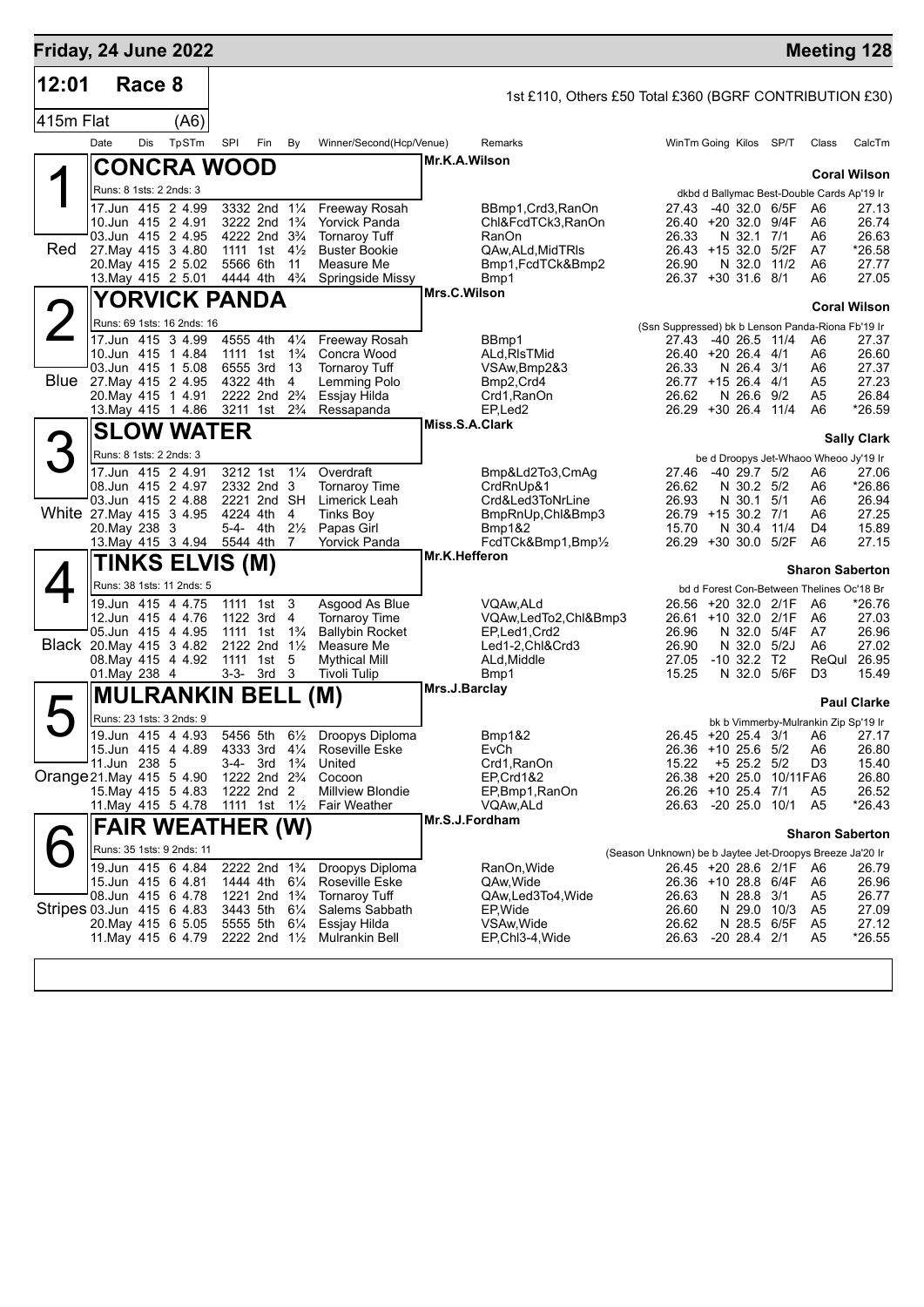# Friday, 24 June 2022

**Meeting 128**

## 12:01 Race 8

1st £110, Others £50 Total £360 (BGRF CONTRIBUTION £30)

415m Flat (A6)

| Date | Dis | TpSTm | SPl | Fin | By | Winner/Second(Hcp/Venue) | Remarks | WinTm | Going | Kilos | SP/T | Class | CalcTm |
|---|---|---|---|---|---|---|---|---|---|---|---|---|---|

### 1 Red — CONCRA WOOD

Mr.K.A.Wilson — **Coral Wilson**

Runs: 8 1sts: 2 2nds: 3 — dkbd d Ballymac Best-Double Cards Ap'19 Ir

| Date | Dis | TpSTm | SPl | Fin | By | Winner/Second(Hcp/Venue) | Remarks | WinTm | Going | Kilos | SP/T | Class | CalcTm |
|---|---|---|---|---|---|---|---|---|---|---|---|---|---|
| 17.Jun | 415 | 2 4.99 | 3332 | 2nd | 1¼ | Freeway Rosah | BBmp1,Crd3,RanOn | 27.43 | -40 | 32.0 | 6/5F | A6 | 27.13 |
| 10.Jun | 415 | 2 4.91 | 3222 | 2nd | 1¾ | Yorvick Panda | Chl&FcdTCk3,RanOn | 26.40 | +20 | 32.0 | 9/4F | A6 | 26.74 |
| 03.Jun | 415 | 2 4.95 | 4222 | 2nd | 3¾ | Tornaroy Tuff | RanOn | 26.33 | N | 32.1 | 7/1 | A6 | 26.63 |
| 27.May | 415 | 3 4.80 | 1111 | 1st | 4½ | Buster Bookie | QAw,ALd,MidTRls | 26.43 | +15 | 32.0 | 5/2F | A7 | *26.58 |
| 20.May | 415 | 2 5.02 | 5566 | 6th | 11 | Measure Me | Bmp1,FcdTCk&Bmp2 | 26.90 | N | 32.0 | 11/2 | A6 | 27.77 |
| 13.May | 415 | 2 5.01 | 4444 | 4th | 4¾ | Springside Missy | Bmp1 | 26.37 | +30 | 31.6 | 8/1 | A6 | 27.05 |

### 2 Blue — YORVICK PANDA

Mrs.C.Wilson — **Coral Wilson**

Runs: 69 1sts: 16 2nds: 16 — (Ssn Suppressed) bk b Lenson Panda-Riona Fb'19 Ir

| Date | Dis | TpSTm | SPl | Fin | By | Winner/Second(Hcp/Venue) | Remarks | WinTm | Going | Kilos | SP/T | Class | CalcTm |
|---|---|---|---|---|---|---|---|---|---|---|---|---|---|
| 17.Jun | 415 | 3 4.99 | 4555 | 4th | 4¼ | Freeway Rosah | BBmp1 | 27.43 | -40 | 26.5 | 11/4 | A6 | 27.37 |
| 10.Jun | 415 | 1 4.84 | 1111 | 1st | 1¾ | Concra Wood | ALd,RlsTMid | 26.40 | +20 | 26.4 | 4/1 | A6 | 26.60 |
| 03.Jun | 415 | 1 5.08 | 6555 | 3rd | 13 | Tornaroy Tuff | VSAw,Bmp2&3 | 26.33 | N | 26.4 | 3/1 | A6 | 27.37 |
| 27.May | 415 | 2 4.95 | 4322 | 4th | 4 | Lemming Polo | Bmp2,Crd4 | 26.77 | +15 | 26.4 | 4/1 | A5 | 27.23 |
| 20.May | 415 | 1 4.91 | 2222 | 2nd | 2¾ | Essjay Hilda | Crd1,RanOn | 26.62 | N | 26.6 | 9/2 | A5 | 26.84 |
| 13.May | 415 | 1 4.86 | 3211 | 1st | 2¾ | Ressapanda | EP,Led2 | 26.29 | +30 | 26.4 | 11/4 | A6 | *26.59 |

### 3 White — SLOW WATER

Miss.S.A.Clark — **Sally Clark**

Runs: 8 1sts: 2 2nds: 3 — be d Droopys Jet-Whaoo Wheoo Jy'19 Ir

| Date | Dis | TpSTm | SPl | Fin | By | Winner/Second(Hcp/Venue) | Remarks | WinTm | Going | Kilos | SP/T | Class | CalcTm |
|---|---|---|---|---|---|---|---|---|---|---|---|---|---|
| 17.Jun | 415 | 2 4.91 | 3212 | 1st | 1¼ | Overdraft | Bmp&Ld2To3,CmAg | 27.46 | -40 | 29.7 | 5/2 | A6 | 27.06 |
| 08.Jun | 415 | 2 4.97 | 2332 | 2nd | 3 | Tornaroy Time | CrdRnUp&1 | 26.62 | N | 30.2 | 5/2 | A6 | *26.86 |
| 03.Jun | 415 | 2 4.88 | 2221 | 2nd | SH | Limerick Leah | Crd&Led3ToNrLine | 26.93 | N | 30.1 | 5/1 | A6 | 26.94 |
| 27.May | 415 | 3 4.95 | 4224 | 4th | 4 | Tinks Boy | BmpRnUp,Chl&Bmp3 | 26.79 | +15 | 30.2 | 7/1 | A6 | 27.25 |
| 20.May | 238 | 3 | 5-4- | 4th | 2½ | Papas Girl | Bmp1&2 | 15.70 | N | 30.4 | 11/4 | D4 | 15.89 |
| 13.May | 415 | 3 4.94 | 5544 | 4th | 7 | Yorvick Panda | FcdTCk&Bmp1,Bmp½ | 26.29 | +30 | 30.0 | 5/2F | A6 | 27.15 |

### 4 Black — TINKS ELVIS (M)

Mr.K.Hefferon — **Sharon Saberton**

Runs: 38 1sts: 11 2nds: 5 — bd d Forest Con-Between Thelines Oc'18 Br

| Date | Dis | TpSTm | SPl | Fin | By | Winner/Second(Hcp/Venue) | Remarks | WinTm | Going | Kilos | SP/T | Class | CalcTm |
|---|---|---|---|---|---|---|---|---|---|---|---|---|---|
| 19.Jun | 415 | 4 4.75 | 1111 | 1st | 3 | Asgood As Blue | VQAw,ALd | 26.56 | +20 | 32.0 | 2/1F | A6 | *26.76 |
| 12.Jun | 415 | 4 4.76 | 1122 | 3rd | 4 | Tornaroy Time | VQAw,LedTo2,Chl&Bmp3 | 26.61 | +10 | 32.0 | 2/1F | A6 | 27.03 |
| 05.Jun | 415 | 4 4.95 | 1111 | 1st | 1¾ | Ballybin Rocket | EP,Led1,Crd2 | 26.96 | N | 32.0 | 5/4F | A7 | 26.96 |
| 20.May | 415 | 3 4.82 | 2122 | 2nd | 1½ | Measure Me | Led1-2,Chl&Crd3 | 26.90 | N | 32.0 | 5/2J | A6 | 27.02 |
| 08.May | 415 | 4 4.92 | 1111 | 1st | 5 | Mythical Mill | ALd,Middle | 27.05 | -10 | 32.2 | T2 | ReQul | 26.95 |
| 01.May | 238 | 4 | 3-3- | 3rd | 3 | Tivoli Tulip | Bmp1 | 15.25 | N | 32.0 | 5/6F | D3 | 15.49 |

### 5 Orange — MULRANKIN BELL (M)

Mrs.J.Barclay — **Paul Clarke**

Runs: 23 1sts: 3 2nds: 9 — bk b Vimmerby-Mulrankin Zip Sp'19 Ir

| Date | Dis | TpSTm | SPl | Fin | By | Winner/Second(Hcp/Venue) | Remarks | WinTm | Going | Kilos | SP/T | Class | CalcTm |
|---|---|---|---|---|---|---|---|---|---|---|---|---|---|
| 19.Jun | 415 | 4 4.93 | 5456 | 5th | 6½ | Droopys Diploma | Bmp1&2 | 26.45 | +20 | 25.4 | 3/1 | A6 | 27.17 |
| 15.Jun | 415 | 4 4.89 | 4333 | 3rd | 4¼ | Roseville Eske | EvCh | 26.36 | +10 | 25.6 | 5/2 | A6 | 26.80 |
| 11.Jun | 238 | 5 | 3-4- | 3rd | 1¾ | United | Crd1,RanOn | 15.22 | +5 | 25.2 | 5/2 | D3 | 15.40 |
| 21.May | 415 | 5 4.90 | 1222 | 2nd | 2¾ | Cocoon | EP,Crd1&2 | 26.38 | +20 | 25.0 | 10/11F | A6 | 26.80 |
| 15.May | 415 | 5 4.83 | 1222 | 2nd | 2 | Millview Blondie | EP,Bmp1,RanOn | 26.26 | +10 | 25.4 | 7/1 | A5 | 26.52 |
| 11.May | 415 | 5 4.78 | 1111 | 1st | 1½ | Fair Weather | VQAw,ALd | 26.63 | -20 | 25.0 | 10/1 | A5 | *26.43 |

### 6 Stripes — FAIR WEATHER (W)

Mr.S.J.Fordham — **Sharon Saberton**

Runs: 35 1sts: 9 2nds: 11 — (Season Unknown) be b Jaytee Jet-Droopys Breeze Ja'20 Ir

| Date | Dis | TpSTm | SPl | Fin | By | Winner/Second(Hcp/Venue) | Remarks | WinTm | Going | Kilos | SP/T | Class | CalcTm |
|---|---|---|---|---|---|---|---|---|---|---|---|---|---|
| 19.Jun | 415 | 6 4.84 | 2222 | 2nd | 1¾ | Droopys Diploma | RanOn,Wide | 26.45 | +20 | 28.6 | 2/1F | A6 | 26.79 |
| 15.Jun | 415 | 6 4.81 | 1444 | 4th | 6¼ | Roseville Eske | QAw,Wide | 26.36 | +10 | 28.8 | 6/4F | A6 | 26.96 |
| 08.Jun | 415 | 6 4.78 | 1221 | 2nd | 1¾ | Tornaroy Tuff | QAw,Led3To4,Wide | 26.63 | N | 28.8 | 3/1 | A5 | 26.77 |
| 03.Jun | 415 | 6 4.83 | 3443 | 5th | 6¼ | Salems Sabbath | EP,Wide | 26.60 | N | 29.0 | 10/3 | A5 | 27.09 |
| 20.May | 415 | 6 5.05 | 5555 | 5th | 6¼ | Essjay Hilda | VSAw,Wide | 26.62 | N | 28.5 | 6/5F | A5 | 27.12 |
| 11.May | 415 | 6 4.79 | 2222 | 2nd | 1½ | Mulrankin Bell | EP,Chl3-4,Wide | 26.63 | -20 | 28.4 | 2/1 | A5 | *26.55 |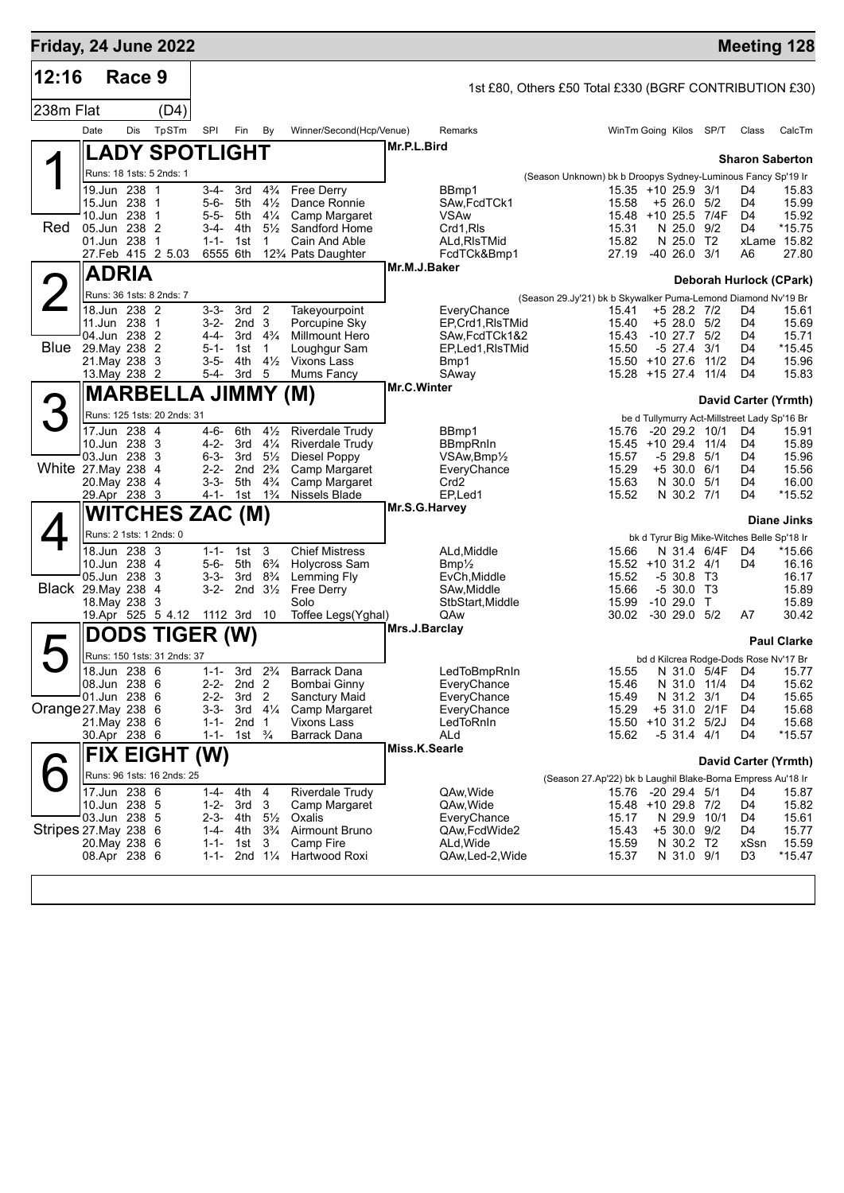# Friday, 24 June 2022 — Meeting 128

**12:16 Race 9** — 1st £80, Others £50 Total £330 (BGRF CONTRIBUTION £30)

**238m Flat (D4)**

| Date | Dis | TpSTm | SPI | Fin | By | Winner/Second(Hcp/Venue) | Remarks | WinTm | Going | Kilos | SP/T | Class | CalcTm |
|---|---|---|---|---|---|---|---|---|---|---|---|---|---|

## 1 — LADY SPOTLIGHT (Red)

Mr.P.L.Bird — **Sharon Saberton**

Runs: 18 1sts: 5 2nds: 1 — (Season Unknown) bk b Droopys Sydney-Luminous Fancy Sp'19 Ir

| Date | Dis | TpSTm | SPI | Fin | By | Winner/Second(Hcp/Venue) | Remarks | WinTm | Going | Kilos | SP/T | Class | CalcTm |
|---|---|---|---|---|---|---|---|---|---|---|---|---|---|
| 19.Jun | 238 | 1 | 3-4- | 3rd | 4¾ | Free Derry | BBmp1 | 15.35 | +10 | 25.9 | 3/1 | D4 | 15.83 |
| 15.Jun | 238 | 1 | 5-6- | 5th | 4½ | Dance Ronnie | SAw,FcdTCk1 | 15.58 | +5 | 26.0 | 5/2 | D4 | 15.99 |
| 10.Jun | 238 | 1 | 5-5- | 5th | 4¼ | Camp Margaret | VSAw | 15.48 | +10 | 25.5 | 7/4F | D4 | 15.92 |
| 05.Jun | 238 | 2 | 3-4- | 4th | 5½ | Sandford Home | Crd1,Rls | 15.31 | N | 25.0 | 9/2 | D4 | *15.75 |
| 01.Jun | 238 | 1 | 1-1- | 1st | 1 | Cain And Able | ALd,RlsTMid | 15.82 | N | 25.0 | T2 | xLame | 15.82 |
| 27.Feb | 415 | 2 5.03 | 6555 | 6th | 12¾ | Pats Daughter | FcdTCk&Bmp1 | 27.19 | -40 | 26.0 | 3/1 | A6 | 27.80 |

## 2 — ADRIA (Blue)

Mr.M.J.Baker — **Deborah Hurlock (CPark)**

Runs: 36 1sts: 8 2nds: 7 — (Season 29.Jy'21) bk b Skywalker Puma-Lemond Diamond Nv'19 Br

| Date | Dis | TpSTm | SPI | Fin | By | Winner/Second(Hcp/Venue) | Remarks | WinTm | Going | Kilos | SP/T | Class | CalcTm |
|---|---|---|---|---|---|---|---|---|---|---|---|---|---|
| 18.Jun | 238 | 2 | 3-3- | 3rd | 2 | Takeyourpoint | EveryChance | 15.41 | +5 | 28.2 | 7/2 | D4 | 15.61 |
| 11.Jun | 238 | 1 | 3-2- | 2nd | 3 | Porcupine Sky | EP,Crd1,RlsTMid | 15.40 | +5 | 28.0 | 5/2 | D4 | 15.69 |
| 04.Jun | 238 | 2 | 4-4- | 3rd | 4¾ | Millmount Hero | SAw,FcdTCk1&2 | 15.43 | -10 | 27.7 | 5/2 | D4 | 15.71 |
| 29.May | 238 | 2 | 5-1- | 1st | 1 | Loughgur Sam | EP,Led1,RlsTMid | 15.50 | -5 | 27.4 | 3/1 | D4 | *15.45 |
| 21.May | 238 | 3 | 3-5- | 4th | 4½ | Vixons Lass | Bmp1 | 15.50 | +10 | 27.6 | 11/2 | D4 | 15.96 |
| 13.May | 238 | 2 | 5-4- | 3rd | 5 | Mums Fancy | SAway | 15.28 | +15 | 27.4 | 11/4 | D4 | 15.83 |

## 3 — MARBELLA JIMMY (M) (White)

Mr.C.Winter — **David Carter (Yrmth)**

Runs: 125 1sts: 20 2nds: 31 — be d Tullymurry Act-Millstreet Lady Sp'16 Br

| Date | Dis | TpSTm | SPI | Fin | By | Winner/Second(Hcp/Venue) | Remarks | WinTm | Going | Kilos | SP/T | Class | CalcTm |
|---|---|---|---|---|---|---|---|---|---|---|---|---|---|
| 17.Jun | 238 | 4 | 4-6- | 6th | 4½ | Riverdale Trudy | BBmp1 | 15.76 | -20 | 29.2 | 10/1 | D4 | 15.91 |
| 10.Jun | 238 | 3 | 4-2- | 3rd | 4¼ | Riverdale Trudy | BBmpRnIn | 15.45 | +10 | 29.4 | 11/4 | D4 | 15.89 |
| 03.Jun | 238 | 3 | 6-3- | 3rd | 5½ | Diesel Poppy | VSAw,Bmp½ | 15.57 | -5 | 29.8 | 5/1 | D4 | 15.96 |
| 27.May | 238 | 4 | 2-2- | 2nd | 2¾ | Camp Margaret | EveryChance | 15.29 | +5 | 30.0 | 6/1 | D4 | 15.56 |
| 20.May | 238 | 4 | 3-3- | 5th | 4¾ | Camp Margaret | Crd2 | 15.63 | N | 30.0 | 5/1 | D4 | 16.00 |
| 29.Apr | 238 | 3 | 4-1- | 1st | 1¾ | Nissels Blade | EP,Led1 | 15.52 | N | 30.2 | 7/1 | D4 | *15.52 |

## 4 — WITCHES ZAC (M) (Black)

Mr.S.G.Harvey — **Diane Jinks**

Runs: 2 1sts: 1 2nds: 0 — bk d Tyrur Big Mike-Witches Belle Sp'18 Ir

| Date | Dis | TpSTm | SPI | Fin | By | Winner/Second(Hcp/Venue) | Remarks | WinTm | Going | Kilos | SP/T | Class | CalcTm |
|---|---|---|---|---|---|---|---|---|---|---|---|---|---|
| 18.Jun | 238 | 3 | 1-1- | 1st | 3 | Chief Mistress | ALd,Middle | 15.66 | N | 31.4 | 6/4F | D4 | *15.66 |
| 10.Jun | 238 | 4 | 5-6- | 5th | 6¾ | Holycross Sam | Bmp½ | 15.52 | +10 | 31.2 | 4/1 | D4 | 16.16 |
| 05.Jun | 238 | 3 | 3-3- | 3rd | 8¾ | Lemming Fly | EvCh,Middle | 15.52 | -5 | 30.8 | T3 | | 16.17 |
| 29.May | 238 | 4 | 3-2- | 2nd | 3½ | Free Derry | SAw,Middle | 15.66 | -5 | 30.0 | T3 | | 15.89 |
| 18.May | 238 | 3 | | | | Solo | StbStart,Middle | 15.99 | -10 | 29.0 | T | | 15.89 |
| 19.Apr | 525 | 5 4.12 | 1112 | 3rd | 10 | Toffee Legs(Yghal) | QAw | 30.02 | -30 | 29.0 | 5/2 | A7 | 30.42 |

## 5 — DODS TIGER (W) (Orange)

Mrs.J.Barclay — **Paul Clarke**

Runs: 150 1sts: 31 2nds: 37 — bd d Kilcrea Rodge-Dods Rose Nv'17 Br

| Date | Dis | TpSTm | SPI | Fin | By | Winner/Second(Hcp/Venue) | Remarks | WinTm | Going | Kilos | SP/T | Class | CalcTm |
|---|---|---|---|---|---|---|---|---|---|---|---|---|---|
| 18.Jun | 238 | 6 | 1-1- | 3rd | 2¾ | Barrack Dana | LedToBmpRnIn | 15.55 | N | 31.0 | 5/4F | D4 | 15.77 |
| 08.Jun | 238 | 6 | 2-2- | 2nd | 2 | Bombai Ginny | EveryChance | 15.46 | N | 31.0 | 11/4 | D4 | 15.62 |
| 01.Jun | 238 | 6 | 2-2- | 3rd | 2 | Sanctury Maid | EveryChance | 15.49 | N | 31.2 | 3/1 | D4 | 15.65 |
| 27.May | 238 | 6 | 3-3- | 3rd | 4¼ | Camp Margaret | EveryChance | 15.29 | +5 | 31.0 | 2/1F | D4 | 15.68 |
| 21.May | 238 | 6 | 1-1- | 2nd | 1 | Vixons Lass | LedToRnIn | 15.50 | +10 | 31.2 | 5/2J | D4 | 15.68 |
| 30.Apr | 238 | 6 | 1-1- | 1st | ¾ | Barrack Dana | ALd | 15.62 | -5 | 31.4 | 4/1 | D4 | *15.57 |

## 6 — FIX EIGHT (W) (Stripes)

Miss.K.Searle — **David Carter (Yrmth)**

Runs: 96 1sts: 16 2nds: 25 — (Season 27.Ap'22) bk b Laughil Blake-Borna Empress Au'18 Ir

| Date | Dis | TpSTm | SPI | Fin | By | Winner/Second(Hcp/Venue) | Remarks | WinTm | Going | Kilos | SP/T | Class | CalcTm |
|---|---|---|---|---|---|---|---|---|---|---|---|---|---|
| 17.Jun | 238 | 6 | 1-4- | 4th | 4 | Riverdale Trudy | QAw,Wide | 15.76 | -20 | 29.4 | 5/1 | D4 | 15.87 |
| 10.Jun | 238 | 5 | 1-2- | 3rd | 3 | Camp Margaret | QAw,Wide | 15.48 | +10 | 29.8 | 7/2 | D4 | 15.82 |
| 03.Jun | 238 | 5 | 2-3- | 4th | 5½ | Oxalis | EveryChance | 15.17 | N | 29.9 | 10/1 | D4 | 15.61 |
| 27.May | 238 | 6 | 1-4- | 4th | 3¾ | Airmount Bruno | QAw,FcdWide2 | 15.43 | +5 | 30.0 | 9/2 | D4 | 15.77 |
| 20.May | 238 | 6 | 1-1- | 1st | 3 | Camp Fire | ALd,Wide | 15.59 | N | 30.2 | T2 | xSsn | 15.59 |
| 08.Apr | 238 | 6 | 1-1- | 2nd | 1¼ | Hartwood Roxi | QAw,Led-2,Wide | 15.37 | N | 31.0 | 9/1 | D3 | *15.47 |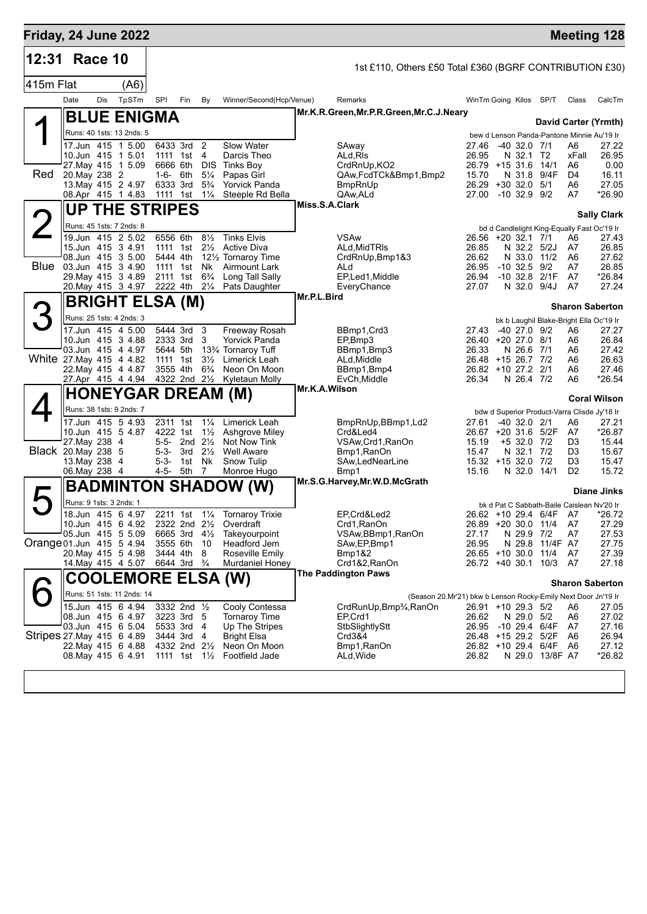**Friday, 24 June 2022** — **Meeting 128**

## 12:31 Race 10

1st £110, Others £50 Total £360 (BGRF CONTRIBUTION £30)

415m Flat (A6)

| Date | Dis | TpSTm | SPl | Fin | By | Winner/Second(Hcp/Venue) | Remarks | WinTm | Going | Kilos | SP/T | Class | CalcTm |
|---|---|---|---|---|---|---|---|---|---|---|---|---|---|

### 1 (Red) BLUE ENIGMA

Mr.K.R.Green,Mr.P.R.Green,Mr.C.J.Neary — David Carter (Yrmth)

Runs: 40 1sts: 13 2nds: 5 — bew d Lenson Panda-Pantone Minnie Au'19 Ir

| Date | Dis | TpSTm | SPl | Fin | By | Winner/Second(Hcp/Venue) | Remarks | WinTm | Going | Kilos | SP/T | Class | CalcTm |
|---|---|---|---|---|---|---|---|---|---|---|---|---|---|
| 17.Jun | 415 | 1 5.00 | 6433 | 3rd | 2 | Slow Water | SAway | 27.46 | -40 | 32.0 | 7/1 | A6 | 27.22 |
| 10.Jun | 415 | 1 5.01 | 1111 | 1st | 4 | Darcis Theo | ALd,Rls | 26.95 | N | 32.1 | T2 | xFall | 26.95 |
| 27.May | 415 | 1 5.09 | 6666 | 6th | DIS | Tinks Boy | CrdRnUp,KO2 | 26.79 | +15 | 31.6 | 14/1 | A6 | 0.00 |
| 20.May | 238 | 2 | 1-6- | 6th | 5¼ | Papas Girl | QAw,FcdTCk&Bmp1,Bmp2 | 15.70 | N | 31.8 | 9/4F | D4 | 16.11 |
| 13.May | 415 | 2 4.97 | 6333 | 3rd | 5¾ | Yorvick Panda | BmpRnUp | 26.29 | +30 | 32.0 | 5/1 | A6 | 27.05 |
| 08.Apr | 415 | 1 4.83 | 1111 | 1st | 1¼ | Steeple Rd Bella | QAw,ALd | 27.00 | -10 | 32.9 | 9/2 | A7 | *26.90 |

### 2 (Blue) UP THE STRIPES

Miss.S.A.Clark — Sally Clark

Runs: 45 1sts: 7 2nds: 8 — bd d Candlelight King-Equally Fast Oc'19 Ir

| Date | Dis | TpSTm | SPl | Fin | By | Winner/Second(Hcp/Venue) | Remarks | WinTm | Going | Kilos | SP/T | Class | CalcTm |
|---|---|---|---|---|---|---|---|---|---|---|---|---|---|
| 19.Jun | 415 | 2 5.02 | 6556 | 6th | 8½ | Tinks Elvis | VSAw | 26.56 | +20 | 32.1 | 7/1 | A6 | 27.43 |
| 15.Jun | 415 | 3 4.91 | 1111 | 1st | 2½ | Active Diva | ALd,MidTRls | 26.85 | N | 32.2 | 5/2J | A7 | 26.85 |
| 08.Jun | 415 | 3 5.00 | 5444 | 4th | 12½ | Tornaroy Time | CrdRnUp,Bmp1&3 | 26.62 | N | 33.0 | 11/2 | A6 | 27.62 |
| 03.Jun | 415 | 3 4.90 | 1111 | 1st | Nk | Airmount Lark | ALd | 26.95 | -10 | 32.5 | 9/2 | A7 | 26.85 |
| 29.May | 415 | 3 4.89 | 2111 | 1st | 6¾ | Long Tall Sally | EP,Led1,Middle | 26.94 | -10 | 32.8 | 2/1F | A7 | *26.84 |
| 20.May | 415 | 3 4.97 | 2222 | 4th | 2¼ | Pats Daughter | EveryChance | 27.07 | N | 32.0 | 9/4J | A7 | 27.24 |

### 3 (White) BRIGHT ELSA (M)

Mr.P.L.Bird — Sharon Saberton

Runs: 25 1sts: 4 2nds: 3 — bk b Laughil Blake-Bright Ella Oc'19 Ir

| Date | Dis | TpSTm | SPl | Fin | By | Winner/Second(Hcp/Venue) | Remarks | WinTm | Going | Kilos | SP/T | Class | CalcTm |
|---|---|---|---|---|---|---|---|---|---|---|---|---|---|
| 17.Jun | 415 | 4 5.00 | 5444 | 3rd | 3 | Freeway Rosah | BBmp1,Crd3 | 27.43 | -40 | 27.0 | 9/2 | A6 | 27.27 |
| 10.Jun | 415 | 3 4.88 | 2333 | 3rd | 3 | Yorvick Panda | EP,Bmp3 | 26.40 | +20 | 27.0 | 8/1 | A6 | 26.84 |
| 03.Jun | 415 | 4 4.97 | 5644 | 5th | 13¾ | Tornaroy Tuff | BBmp1,Bmp3 | 26.33 | N | 26.6 | 7/1 | A6 | 27.42 |
| 27.May | 415 | 4 4.82 | 1111 | 1st | 3½ | Limerick Leah | ALd,Middle | 26.48 | +15 | 26.7 | 7/2 | A6 | 26.63 |
| 22.May | 415 | 4 4.87 | 3555 | 4th | 6¾ | Neon On Moon | BBmp1,Bmp4 | 26.82 | +10 | 27.2 | 2/1 | A6 | 27.46 |
| 27.Apr | 415 | 4 4.94 | 4322 | 2nd | 2½ | Kyletaun Molly | EvCh,Middle | 26.34 | N | 26.4 | 7/2 | A6 | *26.54 |

### 4 (Black) HONEYGAR DREAM (M)

Mr.K.A.Wilson — Coral Wilson

Runs: 38 1sts: 9 2nds: 7 — bdw d Superior Product-Varra Clisde Jy'18 Ir

| Date | Dis | TpSTm | SPl | Fin | By | Winner/Second(Hcp/Venue) | Remarks | WinTm | Going | Kilos | SP/T | Class | CalcTm |
|---|---|---|---|---|---|---|---|---|---|---|---|---|---|
| 17.Jun | 415 | 5 4.93 | 2311 | 1st | 1¼ | Limerick Leah | BmpRnUp,BBmp1,Ld2 | 27.61 | -40 | 32.0 | 2/1 | A6 | 27.21 |
| 10.Jun | 415 | 5 4.87 | 4222 | 1st | 1½ | Ashgrove Miley | Crd&Led4 | 26.67 | +20 | 31.6 | 5/2F | A7 | *26.87 |
| 27.May | 238 | 4 | 5-5- | 2nd | 2½ | Not Now Tink | VSAw,Crd1,RanOn | 15.19 | +5 | 32.0 | 7/2 | D3 | 15.44 |
| 20.May | 238 | 5 | 5-3- | 3rd | 2½ | Well Aware | Bmp1,RanOn | 15.47 | N | 32.1 | 7/2 | D3 | 15.67 |
| 13.May | 238 | 4 | 5-3- | 1st | Nk | Snow Tulip | SAw,LedNearLine | 15.32 | +15 | 32.0 | 7/2 | D3 | 15.47 |
| 06.May | 238 | 4 | 4-5- | 5th | 7 | Monroe Hugo | Bmp1 | 15.16 | N | 32.0 | 14/1 | D2 | 15.72 |

### 5 (Orange) BADMINTON SHADOW (W)

Mr.S.G.Harvey,Mr.W.D.McGrath — Diane Jinks

Runs: 9 1sts: 3 2nds: 1 — bk d Pat C Sabbath-Baile Caislean Nv'20 Ir

| Date | Dis | TpSTm | SPl | Fin | By | Winner/Second(Hcp/Venue) | Remarks | WinTm | Going | Kilos | SP/T | Class | CalcTm |
|---|---|---|---|---|---|---|---|---|---|---|---|---|---|
| 18.Jun | 415 | 6 4.97 | 2211 | 1st | 1¼ | Tornaroy Trixie | EP,Crd&Led2 | 26.62 | +10 | 29.4 | 6/4F | A7 | *26.72 |
| 10.Jun | 415 | 6 4.92 | 2322 | 2nd | 2½ | Overdraft | Crd1,RanOn | 26.89 | +20 | 30.0 | 11/4 | A7 | 27.29 |
| 05.Jun | 415 | 5 5.09 | 6665 | 3rd | 4½ | Takeyourpoint | VSAw,BBmp1,RanOn | 27.17 | N | 29.9 | 7/2 | A7 | 27.53 |
| 01.Jun | 415 | 5 4.94 | 3555 | 6th | 10 | Headford Jem | SAw,EP,Bmp1 | 26.95 | N | 29.8 | 11/4F | A7 | 27.75 |
| 20.May | 415 | 5 4.98 | 3444 | 4th | 8 | Roseville Emily | Bmp1&2 | 26.65 | +10 | 30.0 | 11/4 | A7 | 27.39 |
| 14.May | 415 | 4 5.07 | 6644 | 3rd | ¾ | Murdaniel Honey | Crd1&2,RanOn | 26.72 | +40 | 30.1 | 10/3 | A7 | 27.18 |

### 6 (Stripes) COOLEMORE ELSA (W)

The Paddington Paws — Sharon Saberton

Runs: 51 1sts: 11 2nds: 14 — (Season 20.Mr'21) bkw b Lenson Rocky-Emily Next Door Jn'19 Ir

| Date | Dis | TpSTm | SPl | Fin | By | Winner/Second(Hcp/Venue) | Remarks | WinTm | Going | Kilos | SP/T | Class | CalcTm |
|---|---|---|---|---|---|---|---|---|---|---|---|---|---|
| 15.Jun | 415 | 6 4.94 | 3332 | 2nd | ½ | Cooly Contessa | CrdRunUp,Bmp¾,RanOn | 26.91 | +10 | 29.3 | 5/2 | A6 | 27.05 |
| 08.Jun | 415 | 6 4.97 | 3223 | 3rd | 5 | Tornaroy Time | EP,Crd1 | 26.62 | N | 29.0 | 5/2 | A6 | 27.02 |
| 03.Jun | 415 | 6 5.04 | 5533 | 3rd | 4 | Up The Stripes | StbSlightlyStt | 26.95 | -10 | 29.4 | 6/4F | A7 | 27.16 |
| 27.May | 415 | 6 4.89 | 3444 | 3rd | 4 | Bright Elsa | Crd3&4 | 26.48 | +15 | 29.2 | 5/2F | A6 | 26.94 |
| 22.May | 415 | 6 4.88 | 4332 | 2nd | 2½ | Neon On Moon | Bmp1,RanOn | 26.82 | +10 | 29.4 | 6/4F | A6 | 27.12 |
| 08.May | 415 | 6 4.91 | 1111 | 1st | 1½ | Footfield Jade | ALd,Wide | 26.82 | N | 29.0 | 13/8F | A7 | *26.82 |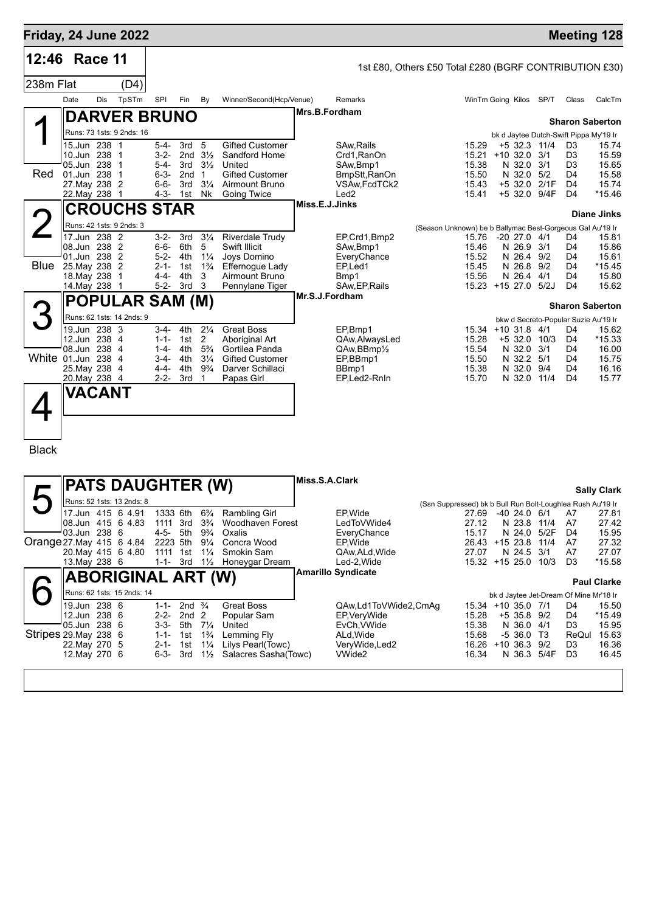## Friday, 24 June 2022

## Meeting 128

### 12:46 Race 11

238m Flat (D4)

1st £80, Others £50 Total £280 (BGRF CONTRIBUTION £30)

| Date | Dis | TpSTm | SPI | Fin | By | Winner/Second(Hcp/Venue) | Remarks | WinTm | Going | Kilos | SP/T | Class | CalcTm |
|---|---|---|---|---|---|---|---|---|---|---|---|---|---|

### 1 Red — DARVER BRUNO

Mrs.B.Fordham — Sharon Saberton

Runs: 73 1sts: 9 2nds: 16 — bk d Jaytee Dutch-Swift Pippa My'19 Ir

| Date | Dis | TpSTm | SPI | Fin | By | Winner/Second(Hcp/Venue) | Remarks | WinTm | Going | Kilos | SP/T | Class | CalcTm |
|---|---|---|---|---|---|---|---|---|---|---|---|---|---|
| 15.Jun | 238 | 1 | 5-4- | 3rd | 5 | Gifted Customer | SAw,Rails | 15.29 | +5 | 32.3 | 11/4 | D3 | 15.74 |
| 10.Jun | 238 | 1 | 3-2- | 2nd | 3½ | Sandford Home | Crd1,RanOn | 15.21 | +10 | 32.0 | 3/1 | D3 | 15.59 |
| 05.Jun | 238 | 1 | 5-4- | 3rd | 3½ | United | SAw,Bmp1 | 15.38 | N | 32.0 | 3/1 | D3 | 15.65 |
| 01.Jun | 238 | 1 | 6-3- | 2nd | 1 | Gifted Customer | BmpStt,RanOn | 15.50 | N | 32.0 | 5/2 | D4 | 15.58 |
| 27.May | 238 | 2 | 6-6- | 3rd | 3¼ | Airmount Bruno | VSAw,FcdTCk2 | 15.43 | +5 | 32.0 | 2/1F | D4 | 15.74 |
| 22.May | 238 | 1 | 4-3- | 1st | Nk | Going Twice | Led2 | 15.41 | +5 | 32.0 | 9/4F | D4 | *15.46 |

### 2 Blue — CROUCHS STAR

Miss.E.J.Jinks — Diane Jinks

Runs: 42 1sts: 9 2nds: 3 — (Season Unknown) be b Ballymac Best-Gorgeous Gal Au'19 Ir

| Date | Dis | TpSTm | SPI | Fin | By | Winner/Second(Hcp/Venue) | Remarks | WinTm | Going | Kilos | SP/T | Class | CalcTm |
|---|---|---|---|---|---|---|---|---|---|---|---|---|---|
| 17.Jun | 238 | 2 | 3-2- | 3rd | 3¼ | Riverdale Trudy | EP,Crd1,Bmp2 | 15.76 | -20 | 27.0 | 4/1 | D4 | 15.81 |
| 08.Jun | 238 | 2 | 6-6- | 6th | 5 | Swift Illicit | SAw,Bmp1 | 15.46 | N | 26.9 | 3/1 | D4 | 15.86 |
| 01.Jun | 238 | 2 | 5-2- | 4th | 1¼ | Joys Domino | EveryChance | 15.52 | N | 26.4 | 9/2 | D4 | 15.61 |
| 25.May | 238 | 2 | 2-1- | 1st | 1¾ | Effernogue Lady | EP,Led1 | 15.45 | N | 26.8 | 9/2 | D4 | *15.45 |
| 18.May | 238 | 1 | 4-4- | 4th | 3 | Airmount Bruno | Bmp1 | 15.56 | N | 26.4 | 4/1 | D4 | 15.80 |
| 14.May | 238 | 1 | 5-2- | 3rd | 3 | Pennylane Tiger | SAw,EP,Rails | 15.23 | +15 | 27.0 | 5/2J | D4 | 15.62 |

### 3 White — POPULAR SAM (M)

Mr.S.J.Fordham — Sharon Saberton

Runs: 62 1sts: 14 2nds: 9 — bkw d Secreto-Popular Suzie Au'19 Ir

| Date | Dis | TpSTm | SPI | Fin | By | Winner/Second(Hcp/Venue) | Remarks | WinTm | Going | Kilos | SP/T | Class | CalcTm |
|---|---|---|---|---|---|---|---|---|---|---|---|---|---|
| 19.Jun | 238 | 3 | 3-4- | 4th | 2¼ | Great Boss | EP,Bmp1 | 15.34 | +10 | 31.8 | 4/1 | D4 | 15.62 |
| 12.Jun | 238 | 4 | 1-1- | 1st | 2 | Aboriginal Art | QAw,AlwaysLed | 15.28 | +5 | 32.0 | 10/3 | D4 | *15.33 |
| 08.Jun | 238 | 4 | 1-4- | 4th | 5¾ | Gortilea Panda | QAw,BBmp½ | 15.54 | N | 32.0 | 3/1 | D4 | 16.00 |
| 01.Jun | 238 | 4 | 3-4- | 4th | 3¼ | Gifted Customer | EP,BBmp1 | 15.50 | N | 32.2 | 5/1 | D4 | 15.75 |
| 25.May | 238 | 4 | 4-4- | 4th | 9¾ | Darver Schillaci | BBmp1 | 15.38 | N | 32.0 | 9/4 | D4 | 16.16 |
| 20.May | 238 | 4 | 2-2- | 3rd | 1 | Papas Girl | EP,Led2-RnIn | 15.70 | N | 32.0 | 11/4 | D4 | 15.77 |

### 4 Black — VACANT

### 5 Orange — PATS DAUGHTER (W)

Miss.S.A.Clark — Sally Clark

Runs: 52 1sts: 13 2nds: 8 — (Ssn Suppressed) bk b Bull Run Bolt-Loughlea Rush Au'19 Ir

| Date | Dis | TpSTm | SPI | Fin | By | Winner/Second(Hcp/Venue) | Remarks | WinTm | Going | Kilos | SP/T | Class | CalcTm |
|---|---|---|---|---|---|---|---|---|---|---|---|---|---|
| 17.Jun | 415 | 6 4.91 | 1333 | 6th | 6¾ | Rambling Girl | EP,Wide | 27.69 | -40 | 24.0 | 6/1 | A7 | 27.81 |
| 08.Jun | 415 | 6 4.83 | 1111 | 3rd | 3¾ | Woodhaven Forest | LedToVWide4 | 27.12 | N | 23.8 | 11/4 | A7 | 27.42 |
| 03.Jun | 238 | 6 | 4-5- | 5th | 9¾ | Oxalis | EveryChance | 15.17 | N | 24.0 | 5/2F | D4 | 15.95 |
| 27.May | 415 | 6 4.84 | 2223 | 5th | 9¼ | Concra Wood | EP,Wide | 26.43 | +15 | 23.8 | 11/4 | A7 | 27.32 |
| 20.May | 415 | 6 4.80 | 1111 | 1st | 1¼ | Smokin Sam | QAw,ALd,Wide | 27.07 | N | 24.5 | 3/1 | A7 | 27.07 |
| 13.May | 238 | 6 | 1-1- | 3rd | 1½ | Honeygar Dream | Led-2,Wide | 15.32 | +15 | 25.0 | 10/3 | D3 | *15.58 |

### 6 Stripes — ABORIGINAL ART (W)

Amarillo Syndicate — Paul Clarke

Runs: 62 1sts: 15 2nds: 14 — bk d Jaytee Jet-Dream Of Mine Mr'18 Ir

| Date | Dis | TpSTm | SPI | Fin | By | Winner/Second(Hcp/Venue) | Remarks | WinTm | Going | Kilos | SP/T | Class | CalcTm |
|---|---|---|---|---|---|---|---|---|---|---|---|---|---|
| 19.Jun | 238 | 6 | 1-1- | 2nd | ¾ | Great Boss | QAw,Ld1ToVWide2,CmAg | 15.34 | +10 | 35.0 | 7/1 | D4 | 15.50 |
| 12.Jun | 238 | 6 | 2-2- | 2nd | 2 | Popular Sam | EP,VeryWide | 15.28 | +5 | 35.8 | 9/2 | D4 | *15.49 |
| 05.Jun | 238 | 6 | 3-3- | 5th | 7¼ | United | EvCh,VWide | 15.38 | N | 36.0 | 4/1 | D3 | 15.95 |
| 29.May | 238 | 6 | 1-1- | 1st | 1¾ | Lemming Fly | ALd,Wide | 15.68 | -5 | 36.0 | T3 | ReQul | 15.63 |
| 22.May | 270 | 5 | 2-1- | 1st | 1¼ | Lilys Pearl(Towc) | VeryWide,Led2 | 16.26 | +10 | 36.3 | 9/2 | D3 | 16.36 |
| 12.May | 270 | 6 | 6-3- | 3rd | 1½ | Salacres Sasha(Towc) | VWide2 | 16.34 | N | 36.3 | 5/4F | D3 | 16.45 |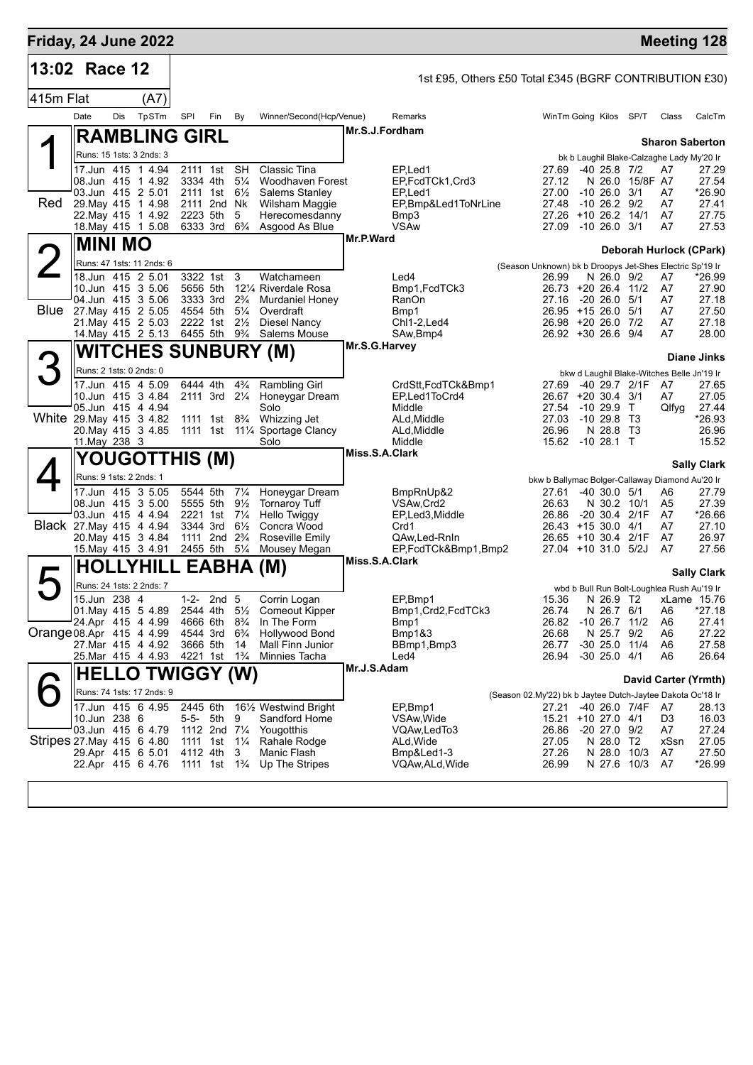## Friday, 24 June 2022 — Meeting 128

**13:02 Race 12** — 1st £95, Others £50 Total £345 (BGRF CONTRIBUTION £30)

415m Flat (A7)

| Date | Dis | TpSTm | SPI | Fin | By | Winner/Second(Hcp/Venue) | Remarks | WinTm | Going | Kilos | SP/T | Class | CalcTm |
|---|---|---|---|---|---|---|---|---|---|---|---|---|---|

### 1 — RAMBLING GIRL (Red)
Mr.S.J.Fordham — Trainer: Sharon Saberton
Runs: 15 1sts: 3 2nds: 3 — bk b Laughil Blake-Calzaghe Lady My'20 Ir

| Date | Dis | TpSTm | SPI | Fin | By | Winner/Second(Hcp/Venue) | Remarks | WinTm | Going | Kilos | SP/T | Class | CalcTm |
|---|---|---|---|---|---|---|---|---|---|---|---|---|---|
| 17.Jun | 415 | 1 4.94 | 2111 | 1st | SH | Classic Tina | EP,Led1 | 27.69 | -40 | 25.8 | 7/2 | A7 | 27.29 |
| 08.Jun | 415 | 1 4.92 | 3334 | 4th | 5¼ | Woodhaven Forest | EP,FcdTCk1,Crd3 | 27.12 | N | 26.0 | 15/8F | A7 | 27.54 |
| 03.Jun | 415 | 2 5.01 | 2111 | 1st | 6½ | Salems Stanley | EP,Led1 | 27.00 | -10 | 26.0 | 3/1 | A7 | *26.90 |
| 29.May | 415 | 1 4.98 | 2111 | 2nd | Nk | Wilsham Maggie | EP,Bmp&Led1ToNrLine | 27.48 | -10 | 26.2 | 9/2 | A7 | 27.41 |
| 22.May | 415 | 1 4.92 | 2223 | 5th | 5 | Herecomesdanny | Bmp3 | 27.26 | +10 | 26.2 | 14/1 | A7 | 27.75 |
| 18.May | 415 | 1 5.08 | 6333 | 3rd | 6¾ | Asgood As Blue | VSAw | 27.09 | -10 | 26.0 | 3/1 | A7 | 27.53 |

### 2 — MINI MO (Blue)
Mr.P.Ward — Trainer: Deborah Hurlock (CPark)
Runs: 47 1sts: 11 2nds: 6 — (Season Unknown) bk b Droopys Jet-Shes Electric Sp'19 Ir

| Date | Dis | TpSTm | SPI | Fin | By | Winner/Second(Hcp/Venue) | Remarks | WinTm | Going | Kilos | SP/T | Class | CalcTm |
|---|---|---|---|---|---|---|---|---|---|---|---|---|---|
| 18.Jun | 415 | 2 5.01 | 3322 | 1st | 3 | Watchameen | Led4 | 26.99 | N | 26.0 | 9/2 | A7 | *26.99 |
| 10.Jun | 415 | 3 5.06 | 5656 | 5th | 12¼ | Riverdale Rosa | Bmp1,FcdTCk3 | 26.73 | +20 | 26.4 | 11/2 | A7 | 27.90 |
| 04.Jun | 415 | 3 5.06 | 3333 | 3rd | 2¾ | Murdaniel Honey | RanOn | 27.16 | -20 | 26.0 | 5/1 | A7 | 27.18 |
| 27.May | 415 | 2 5.05 | 4554 | 5th | 5¼ | Overdraft | Bmp1 | 26.95 | +15 | 26.0 | 5/1 | A7 | 27.50 |
| 21.May | 415 | 2 5.03 | 2222 | 1st | 2½ | Diesel Nancy | Chl1-2,Led4 | 26.98 | +20 | 26.0 | 7/2 | A7 | 27.18 |
| 14.May | 415 | 2 5.13 | 6455 | 5th | 9¾ | Salems Mouse | SAw,Bmp4 | 26.92 | +30 | 26.6 | 9/4 | A7 | 28.00 |

### 3 — WITCHES SUNBURY (M) (White)
Mr.S.G.Harvey — Trainer: Diane Jinks
Runs: 2 1sts: 0 2nds: 0 — bkw d Laughil Blake-Witches Belle Jn'19 Ir

| Date | Dis | TpSTm | SPI | Fin | By | Winner/Second(Hcp/Venue) | Remarks | WinTm | Going | Kilos | SP/T | Class | CalcTm |
|---|---|---|---|---|---|---|---|---|---|---|---|---|---|
| 17.Jun | 415 | 4 5.09 | 6444 | 4th | 4¾ | Rambling Girl | CrdStt,FcdTCk&Bmp1 | 27.69 | -40 | 29.7 | 2/1F | A7 | 27.65 |
| 10.Jun | 415 | 3 4.84 | 2111 | 3rd | 2¼ | Honeygar Dream | EP,Led1ToCrd4 | 26.67 | +20 | 30.4 | 3/1 | A7 | 27.05 |
| 05.Jun | 415 | 4 4.94 | | | | Solo | Middle | 27.54 | -10 | 29.9 | T | Qlfyg | 27.44 |
| 29.May | 415 | 3 4.82 | 1111 | 1st | 8¾ | Whizzing Jet | ALd,Middle | 27.03 | -10 | 29.8 | T3 | | *26.93 |
| 20.May | 415 | 3 4.85 | 1111 | 1st | 11¼ | Sportage Clancy | ALd,Middle | 26.96 | N | 28.8 | T3 | | 26.96 |
| 11.May | 238 | 3 | | | | Solo | Middle | 15.62 | -10 | 28.1 | T | | 15.52 |

### 4 — YOUGOTTHIS (M) (Black)
Miss.S.A.Clark — Trainer: Sally Clark
Runs: 9 1sts: 2 2nds: 1 — bkw b Ballymac Bolger-Callaway Diamond Au'20 Ir

| Date | Dis | TpSTm | SPI | Fin | By | Winner/Second(Hcp/Venue) | Remarks | WinTm | Going | Kilos | SP/T | Class | CalcTm |
|---|---|---|---|---|---|---|---|---|---|---|---|---|---|
| 17.Jun | 415 | 3 5.05 | 5544 | 5th | 7¼ | Honeygar Dream | BmpRnUp&2 | 27.61 | -40 | 30.0 | 5/1 | A6 | 27.79 |
| 08.Jun | 415 | 3 5.00 | 5555 | 5th | 9½ | Tornaroy Tuff | VSAw,Crd2 | 26.63 | N | 30.2 | 10/1 | A5 | 27.39 |
| 03.Jun | 415 | 4 4.94 | 2221 | 1st | 7¼ | Hello Twiggy | EP,Led3,Middle | 26.86 | -20 | 30.4 | 2/1F | A7 | *26.66 |
| 27.May | 415 | 4 4.94 | 3344 | 3rd | 6½ | Concra Wood | Crd1 | 26.43 | +15 | 30.0 | 4/1 | A7 | 27.10 |
| 20.May | 415 | 3 4.84 | 1111 | 2nd | 2¾ | Roseville Emily | QAw,Led-RnIn | 26.65 | +10 | 30.4 | 2/1F | A7 | 26.97 |
| 15.May | 415 | 3 4.91 | 2455 | 5th | 5¼ | Mousey Megan | EP,FcdTCk&Bmp1,Bmp2 | 27.04 | +10 | 31.0 | 5/2J | A7 | 27.56 |

### 5 — HOLLYHILL EABHA (M) (Orange)
Miss.S.A.Clark — Trainer: Sally Clark
Runs: 24 1sts: 2 2nds: 7 — wbd b Bull Run Bolt-Loughlea Rush Au'19 Ir

| Date | Dis | TpSTm | SPI | Fin | By | Winner/Second(Hcp/Venue) | Remarks | WinTm | Going | Kilos | SP/T | Class | CalcTm |
|---|---|---|---|---|---|---|---|---|---|---|---|---|---|
| 15.Jun | 238 | 4 | 1-2- | 2nd | 5 | Corrin Logan | EP,Bmp1 | 15.36 | N | 26.9 | T2 | xLame | 15.76 |
| 01.May | 415 | 5 4.89 | 2544 | 4th | 5½ | Comeout Kipper | Bmp1,Crd2,FcdTCk3 | 26.74 | N | 26.7 | 6/1 | A6 | *27.18 |
| 24.Apr | 415 | 4 4.99 | 4666 | 6th | 8¾ | In The Form | Bmp1 | 26.82 | -10 | 26.7 | 11/2 | A6 | 27.41 |
| 08.Apr | 415 | 4 4.99 | 4544 | 3rd | 6¾ | Hollywood Bond | Bmp1&3 | 26.68 | N | 25.7 | 9/2 | A6 | 27.22 |
| 27.Mar | 415 | 4 4.92 | 3666 | 5th | 14 | Mall Finn Junior | BBmp1,Bmp3 | 26.77 | -30 | 25.0 | 11/4 | A6 | 27.58 |
| 25.Mar | 415 | 4 4.93 | 4221 | 1st | 1¾ | Minnies Tacha | Led4 | 26.94 | -30 | 25.0 | 4/1 | A6 | 26.64 |

### 6 — HELLO TWIGGY (W) (Stripes)
Mr.J.S.Adam — Trainer: David Carter (Yrmth)
Runs: 74 1sts: 17 2nds: 9 — (Season 02.My'22) bk b Jaytee Dutch-Jaytee Dakota Oc'18 Ir

| Date | Dis | TpSTm | SPI | Fin | By | Winner/Second(Hcp/Venue) | Remarks | WinTm | Going | Kilos | SP/T | Class | CalcTm |
|---|---|---|---|---|---|---|---|---|---|---|---|---|---|
| 17.Jun | 415 | 6 4.95 | 2445 | 6th | 16½ | Westwind Bright | EP,Bmp1 | 27.21 | -40 | 26.0 | 7/4F | A7 | 28.13 |
| 10.Jun | 238 | 6 | 5-5- | 5th | 9 | Sandford Home | VSAw,Wide | 15.21 | +10 | 27.0 | 4/1 | D3 | 16.03 |
| 03.Jun | 415 | 6 4.79 | 1112 | 2nd | 7¼ | Yougotthis | VQAw,LedTo3 | 26.86 | -20 | 27.0 | 9/2 | A7 | 27.24 |
| 27.May | 415 | 6 4.80 | 1111 | 1st | 1¼ | Rahale Rodge | ALd,Wide | 27.05 | N | 28.0 | T2 | xSsn | 27.05 |
| 29.Apr | 415 | 6 5.01 | 4112 | 4th | 3 | Manic Flash | Bmp&Led1-3 | 27.26 | N | 28.0 | 10/3 | A7 | 27.50 |
| 22.Apr | 415 | 6 4.76 | 1111 | 1st | 1¾ | Up The Stripes | VQAw,ALd,Wide | 26.99 | N | 27.6 | 10/3 | A7 | *26.99 |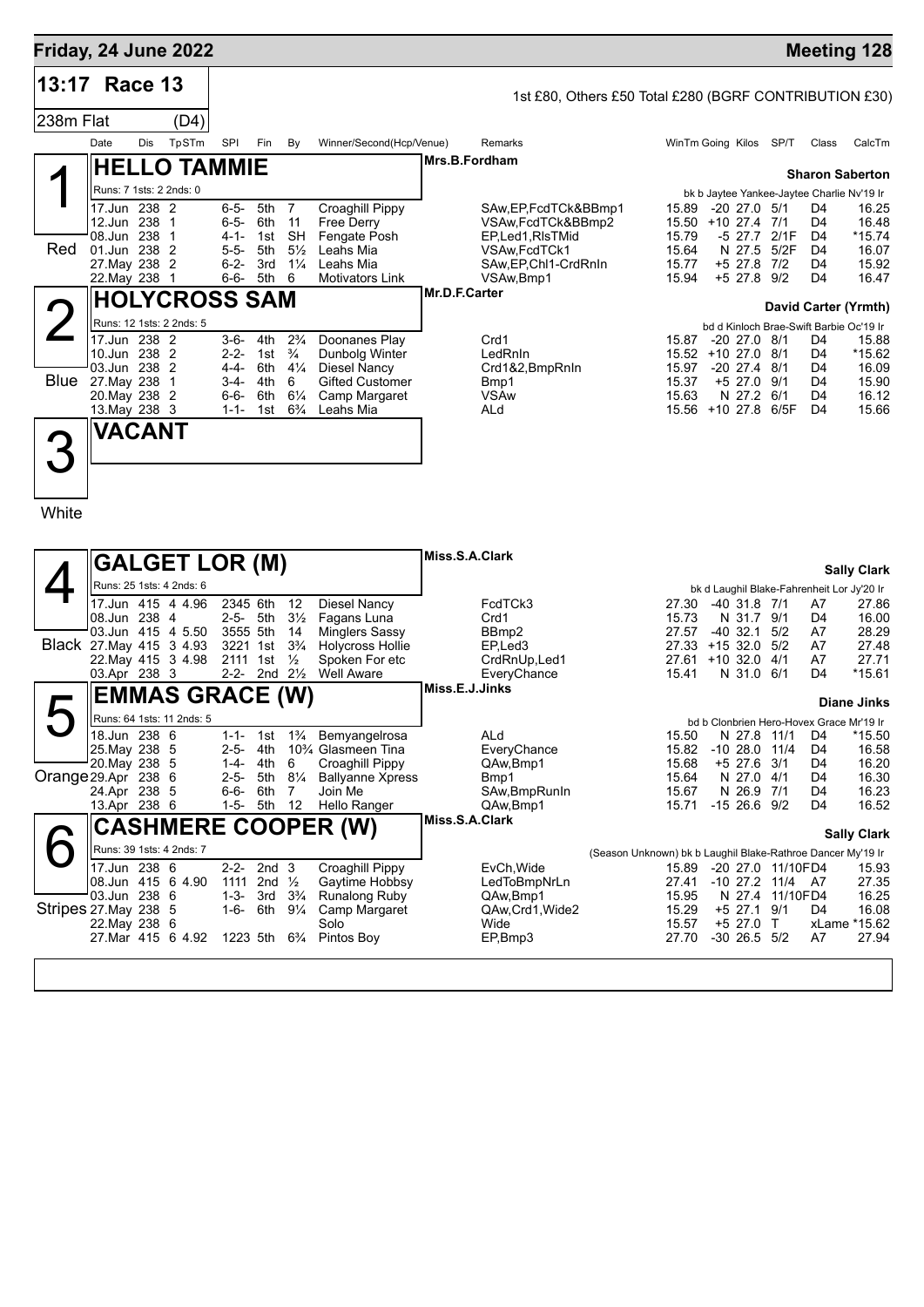## Friday, 24 June 2022

## Meeting 128

**13:17 Race 13**

1st £80, Others £50 Total £280 (BGRF CONTRIBUTION £30)

238m Flat (D4)

| Trap | Date | Dis | TpSTm | SPl | Fin | By | Winner/Second(Hcp/Venue) | Remarks | WinTm | Going | Kilos | SP/T | Class | CalcTm |
|---|---|---|---|---|---|---|---|---|---|---|---|---|---|---|
| **1** | **HELLO TAMMIE** | | | | | | | Mrs.B.Fordham | | | | | | Sharon Saberton |
| | Runs: 7 1sts: 2 2nds: 0 | | | | | | | bk b Jaytee Yankee-Jaytee Charlie Nv'19 Ir | | | | | | |
| | 17.Jun | 238 | 2 | 6-5- | 5th | 7 | Croaghill Pippy | SAw,EP,FcdTCk&BBmp1 | 15.89 | -20 | 27.0 | 5/1 | D4 | 16.25 |
| | 12.Jun | 238 | 1 | 6-5- | 6th | 11 | Free Derry | VSAw,FcdTCk&BBmp2 | 15.50 | +10 | 27.4 | 7/1 | D4 | 16.48 |
| | 08.Jun | 238 | 1 | 4-1- | 1st | SH | Fengate Posh | EP,Led1,RlsTMid | 15.79 | -5 | 27.7 | 2/1F | D4 | *15.74 |
| Red | 01.Jun | 238 | 2 | 5-5- | 5th | 5½ | Leahs Mia | VSAw,FcdTCk1 | 15.64 | N | 27.5 | 5/2F | D4 | 16.07 |
| | 27.May | 238 | 2 | 6-2- | 3rd | 1¼ | Leahs Mia | SAw,EP,Chl1-CrdRnIn | 15.77 | +5 | 27.8 | 7/2 | D4 | 15.92 |
| | 22.May | 238 | 1 | 6-6- | 5th | 6 | Motivators Link | VSAw,Bmp1 | 15.94 | +5 | 27.8 | 9/2 | D4 | 16.47 |
| **2** | **HOLYCROSS SAM** | | | | | | | Mr.D.F.Carter | | | | | | David Carter (Yrmth) |
| | Runs: 12 1sts: 2 2nds: 5 | | | | | | | bd d Kinloch Brae-Swift Barbie Oc'19 Ir | | | | | | |
| | 17.Jun | 238 | 2 | 3-6- | 4th | 2¾ | Doonanes Play | Crd1 | 15.87 | -20 | 27.0 | 8/1 | D4 | 15.88 |
| | 10.Jun | 238 | 2 | 2-2- | 1st | ¾ | Dunbolg Winter | LedRnIn | 15.52 | +10 | 27.0 | 8/1 | D4 | *15.62 |
| | 03.Jun | 238 | 2 | 4-4- | 6th | 4¼ | Diesel Nancy | Crd1&2,BmpRnIn | 15.97 | -20 | 27.4 | 8/1 | D4 | 16.09 |
| Blue | 27.May | 238 | 1 | 3-4- | 4th | 6 | Gifted Customer | Bmp1 | 15.37 | +5 | 27.0 | 9/1 | D4 | 15.90 |
| | 20.May | 238 | 2 | 6-6- | 6th | 6¼ | Camp Margaret | VSAw | 15.63 | N | 27.2 | 6/1 | D4 | 16.12 |
| | 13.May | 238 | 3 | 1-1- | 1st | 6¾ | Leahs Mia | ALd | 15.56 | +10 | 27.8 | 6/5F | D4 | 15.66 |
| **3** | **VACANT** | | | | | | | | | | | | | |
| White | | | | | | | | | | | | | | |
| **4** | **GALGET LOR (M)** | | | | | | | Miss.S.A.Clark | | | | | | Sally Clark |
| | Runs: 25 1sts: 4 2nds: 6 | | | | | | | bk d Laughil Blake-Fahrenheit Lor Jy'20 Ir | | | | | | |
| | 17.Jun | 415 | 4 4.96 | 2345 | 6th | 12 | Diesel Nancy | FcdTCk3 | 27.30 | -40 | 31.8 | 7/1 | A7 | 27.86 |
| | 08.Jun | 238 | 4 | 2-5- | 5th | 3½ | Fagans Luna | Crd1 | 15.73 | N | 31.7 | 9/1 | D4 | 16.00 |
| | 03.Jun | 415 | 4 5.50 | 3555 | 5th | 14 | Minglers Sassy | BBmp2 | 27.57 | -40 | 32.1 | 5/2 | A7 | 28.29 |
| Black | 27.May | 415 | 3 4.93 | 3221 | 1st | 3¾ | Holycross Hollie | EP,Led3 | 27.33 | +15 | 32.0 | 5/2 | A7 | 27.48 |
| | 22.May | 415 | 3 4.98 | 2111 | 1st | ½ | Spoken For etc | CrdRnUp,Led1 | 27.61 | +10 | 32.0 | 4/1 | A7 | 27.71 |
| | 03.Apr | 238 | 3 | 2-2- | 2nd | 2½ | Well Aware | EveryChance | 15.41 | N | 31.0 | 6/1 | D4 | *15.61 |
| **5** | **EMMAS GRACE (W)** | | | | | | | Miss.E.J.Jinks | | | | | | Diane Jinks |
| | Runs: 64 1sts: 11 2nds: 5 | | | | | | | bd b Clonbrien Hero-Hovex Grace Mr'19 Ir | | | | | | |
| | 18.Jun | 238 | 6 | 1-1- | 1st | 1¾ | Bemyangelrosa | ALd | 15.50 | N | 27.8 | 11/1 | D4 | *15.50 |
| | 25.May | 238 | 5 | 2-5- | 4th | 10¾ | Glasmeen Tina | EveryChance | 15.82 | -10 | 28.0 | 11/4 | D4 | 16.58 |
| | 20.May | 238 | 5 | 1-4- | 4th | 6 | Croaghill Pippy | QAw,Bmp1 | 15.68 | +5 | 27.6 | 3/1 | D4 | 16.20 |
| Orange | 29.Apr | 238 | 6 | 2-5- | 5th | 8¼ | Ballyanne Xpress | Bmp1 | 15.64 | N | 27.0 | 4/1 | D4 | 16.30 |
| | 24.Apr | 238 | 5 | 6-6- | 6th | 7 | Join Me | SAw,BmpRunIn | 15.67 | N | 26.9 | 7/1 | D4 | 16.23 |
| | 13.Apr | 238 | 6 | 1-5- | 5th | 12 | Hello Ranger | QAw,Bmp1 | 15.71 | -15 | 26.6 | 9/2 | D4 | 16.52 |
| **6** | **CASHMERE COOPER (W)** | | | | | | | Miss.S.A.Clark | | | | | | Sally Clark |
| | Runs: 39 1sts: 4 2nds: 7 | | | | | | | (Season Unknown) bk b Laughil Blake-Rathroe Dancer My'19 Ir | | | | | | |
| | 17.Jun | 238 | 6 | 2-2- | 2nd | 3 | Croaghill Pippy | EvCh,Wide | 15.89 | -20 | 27.0 | 11/10F | D4 | 15.93 |
| | 08.Jun | 415 | 6 4.90 | 1111 | 2nd | ½ | Gaytime Hobbsy | LedToBmpNrLn | 27.41 | -10 | 27.2 | 11/4 | A7 | 27.35 |
| | 03.Jun | 238 | 6 | 1-3- | 3rd | 3¾ | Runalong Ruby | QAw,Bmp1 | 15.95 | N | 27.4 | 11/10F | D4 | 16.25 |
| Stripes | 27.May | 238 | 5 | 1-6- | 6th | 9¼ | Camp Margaret | QAw,Crd1,Wide2 | 15.29 | +5 | 27.1 | 9/1 | D4 | 16.08 |
| | 22.May | 238 | 6 | | | | Solo | Wide | 15.57 | +5 | 27.0 | T | xLame | *15.62 |
| | 27.Mar | 415 | 6 4.92 | 1223 | 5th | 6¾ | Pintos Boy | EP,Bmp3 | 27.70 | -30 | 26.5 | 5/2 | A7 | 27.94 |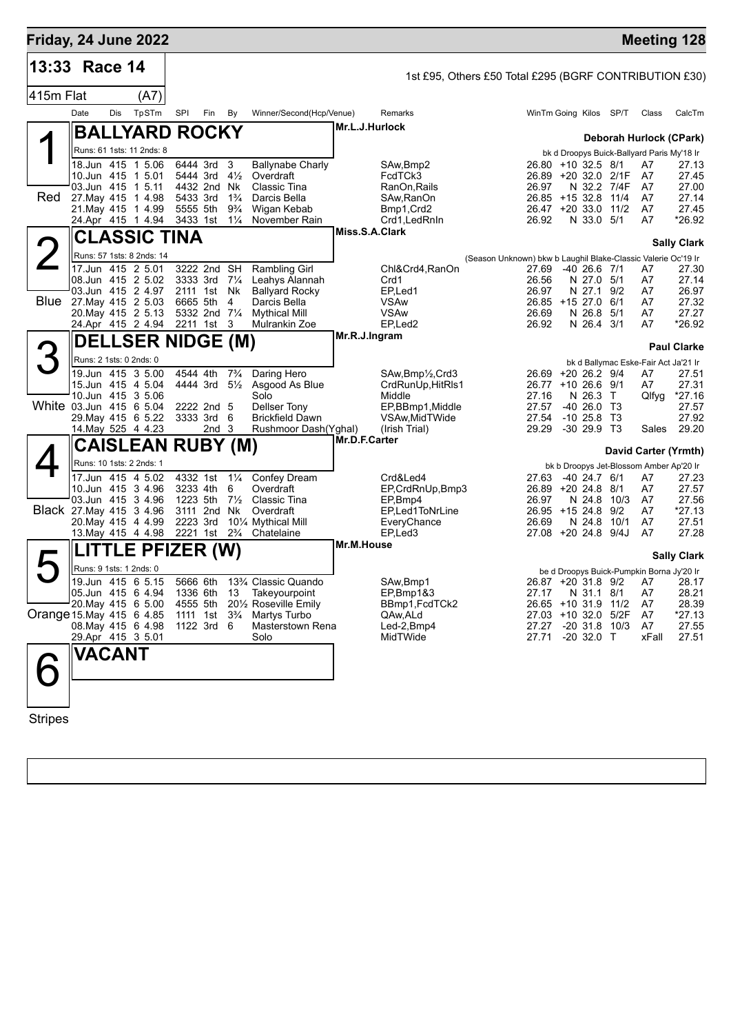**Friday, 24 June 2022** — **Meeting 128**

## 13:33 Race 14

1st £95, Others £50 Total £295 (BGRF CONTRIBUTION £30)

415m Flat (A7)

| Date | Dis | TpSTm | SPI | Fin | By | Winner/Second(Hcp/Venue) | Remarks | WinTm | Going | Kilos | SP/T | Class | CalcTm |
|---|---|---|---|---|---|---|---|---|---|---|---|---|---|

### 1 (Red) BALLYARD ROCKY — Mr.L.J.Hurlock — Deborah Hurlock (CPark)

Runs: 61 1sts: 11 2nds: 8 — bk d Droopys Buick-Ballyard Paris My'18 Ir

| Date | Dis | TpSTm | SPI | Fin | By | Winner/Second(Hcp/Venue) | Remarks | WinTm | Going | Kilos | SP/T | Class | CalcTm |
|---|---|---|---|---|---|---|---|---|---|---|---|---|---|
| 18.Jun | 415 | 1 5.06 | 6444 | 3rd | 3 | Ballynabe Charly | SAw,Bmp2 | 26.80 | +10 | 32.5 | 8/1 | A7 | 27.13 |
| 10.Jun | 415 | 1 5.01 | 5444 | 3rd | 4½ | Overdraft | FcdTCk3 | 26.89 | +20 | 32.0 | 2/1F | A7 | 27.45 |
| 03.Jun | 415 | 1 5.11 | 4432 | 2nd | Nk | Classic Tina | RanOn,Rails | 26.97 | N | 32.2 | 7/4F | A7 | 27.00 |
| 27.May | 415 | 1 4.98 | 5433 | 3rd | 1¾ | Darcis Bella | SAw,RanOn | 26.85 | +15 | 32.8 | 11/4 | A7 | 27.14 |
| 21.May | 415 | 1 4.99 | 5555 | 5th | 9¾ | Wigan Kebab | Bmp1,Crd2 | 26.47 | +20 | 33.0 | 11/2 | A7 | 27.45 |
| 24.Apr | 415 | 1 4.94 | 3433 | 1st | 1¼ | November Rain | Crd1,LedRnIn | 26.92 | N | 33.0 | 5/1 | A7 | *26.92 |

### 2 (Blue) CLASSIC TINA — Miss.S.A.Clark — Sally Clark

Runs: 57 1sts: 8 2nds: 14 — (Season Unknown) bkw b Laughil Blake-Classic Valerie Oc'19 Ir

| Date | Dis | TpSTm | SPI | Fin | By | Winner/Second(Hcp/Venue) | Remarks | WinTm | Going | Kilos | SP/T | Class | CalcTm |
|---|---|---|---|---|---|---|---|---|---|---|---|---|---|
| 17.Jun | 415 | 2 5.01 | 3222 | 2nd | SH | Rambling Girl | Chl&Crd4,RanOn | 27.69 | -40 | 26.6 | 7/1 | A7 | 27.30 |
| 08.Jun | 415 | 2 5.02 | 3333 | 3rd | 7¼ | Leahys Alannah | Crd1 | 26.56 | N | 27.0 | 5/1 | A7 | 27.14 |
| 03.Jun | 415 | 2 4.97 | 2111 | 1st | Nk | Ballyard Rocky | EP,Led1 | 26.97 | N | 27.1 | 9/2 | A7 | 26.97 |
| 27.May | 415 | 2 5.03 | 6665 | 5th | 4 | Darcis Bella | VSAw | 26.85 | +15 | 27.0 | 6/1 | A7 | 27.32 |
| 20.May | 415 | 2 5.13 | 5332 | 2nd | 7¼ | Mythical Mill | VSAw | 26.69 | N | 26.8 | 5/1 | A7 | 27.27 |
| 24.Apr | 415 | 2 4.94 | 2211 | 1st | 3 | Mulrankin Zoe | EP,Led2 | 26.92 | N | 26.4 | 3/1 | A7 | *26.92 |

### 3 (White) DELLSER NIDGE (M) — Mr.R.J.Ingram — Paul Clarke

Runs: 2 1sts: 0 2nds: 0 — bk d Ballymac Eske-Fair Act Ja'21 Ir

| Date | Dis | TpSTm | SPI | Fin | By | Winner/Second(Hcp/Venue) | Remarks | WinTm | Going | Kilos | SP/T | Class | CalcTm |
|---|---|---|---|---|---|---|---|---|---|---|---|---|---|
| 19.Jun | 415 | 3 5.00 | 4544 | 4th | 7¾ | Daring Hero | SAw,Bmp½,Crd3 | 26.69 | +20 | 26.2 | 9/4 | A7 | 27.51 |
| 15.Jun | 415 | 4 5.04 | 4444 | 3rd | 5½ | Asgood As Blue | CrdRunUp,HitRls1 | 26.77 | +10 | 26.6 | 9/1 | A7 | 27.31 |
| 10.Jun | 415 | 3 5.06 | | | | Solo | Middle | 27.16 | N | 26.3 | T | Qlfyg | *27.16 |
| 03.Jun | 415 | 6 5.04 | 2222 | 2nd | 5 | Dellser Tony | EP,BBmp1,Middle | 27.57 | -40 | 26.0 | T3 | | 27.57 |
| 29.May | 415 | 6 5.22 | 3333 | 3rd | 6 | Brickfield Dawn | VSAw,MidTWide | 27.54 | -10 | 25.8 | T3 | | 27.92 |
| 14.May | 525 | 4 4.23 | | 2nd | 3 | Rushmoor Dash(Yghal) | (Irish Trial) | 29.29 | -30 | 29.9 | T3 | Sales | 29.20 |

### 4 (Black) CAISLEAN RUBY (M) — Mr.D.F.Carter — David Carter (Yrmth)

Runs: 10 1sts: 2 2nds: 1 — bk b Droopys Jet-Blossom Amber Ap'20 Ir

| Date | Dis | TpSTm | SPI | Fin | By | Winner/Second(Hcp/Venue) | Remarks | WinTm | Going | Kilos | SP/T | Class | CalcTm |
|---|---|---|---|---|---|---|---|---|---|---|---|---|---|
| 17.Jun | 415 | 4 5.02 | 4332 | 1st | 1¼ | Confey Dream | Crd&Led4 | 27.63 | -40 | 24.7 | 6/1 | A7 | 27.23 |
| 10.Jun | 415 | 3 4.96 | 3233 | 4th | 6 | Overdraft | EP,CrdRnUp,Bmp3 | 26.89 | +20 | 24.8 | 8/1 | A7 | 27.57 |
| 03.Jun | 415 | 3 4.96 | 1223 | 5th | 7½ | Classic Tina | EP,Bmp4 | 26.97 | N | 24.8 | 10/3 | A7 | 27.56 |
| 27.May | 415 | 3 4.96 | 3111 | 2nd | Nk | Overdraft | EP,Led1ToNrLine | 26.95 | +15 | 24.8 | 9/2 | A7 | *27.13 |
| 20.May | 415 | 4 4.99 | 2223 | 3rd | 10¼ | Mythical Mill | EveryChance | 26.69 | N | 24.8 | 10/1 | A7 | 27.51 |
| 13.May | 415 | 4 4.98 | 2221 | 1st | 2¾ | Chatelaine | EP,Led3 | 27.08 | +20 | 24.8 | 9/4J | A7 | 27.28 |

### 5 (Orange) LITTLE PFIZER (W) — Mr.M.House — Sally Clark

Runs: 9 1sts: 1 2nds: 0 — be d Droopys Buick-Pumpkin Borna Jy'20 Ir

| Date | Dis | TpSTm | SPI | Fin | By | Winner/Second(Hcp/Venue) | Remarks | WinTm | Going | Kilos | SP/T | Class | CalcTm |
|---|---|---|---|---|---|---|---|---|---|---|---|---|---|
| 19.Jun | 415 | 6 5.15 | 5666 | 6th | 13¾ | Classic Quando | SAw,Bmp1 | 26.87 | +20 | 31.8 | 9/2 | A7 | 28.17 |
| 05.Jun | 415 | 6 4.94 | 1336 | 6th | 13 | Takeyourpoint | EP,Bmp1&3 | 27.17 | N | 31.1 | 8/1 | A7 | 28.21 |
| 20.May | 415 | 6 5.00 | 4555 | 5th | 20½ | Roseville Emily | BBmp1,FcdTCk2 | 26.65 | +10 | 31.9 | 11/2 | A7 | 28.39 |
| 15.May | 415 | 6 4.85 | 1111 | 1st | 3¾ | Martys Turbo | QAw,ALd | 27.03 | +10 | 32.0 | 5/2F | A7 | *27.13 |
| 08.May | 415 | 6 4.98 | 1122 | 3rd | 6 | Masterstown Rena | Led-2,Bmp4 | 27.27 | -20 | 31.8 | 10/3 | A7 | 27.55 |
| 29.Apr | 415 | 3 5.01 | | | | Solo | MidTWide | 27.71 | -20 | 32.0 | T | xFall | 27.51 |

### 6 (Stripes) VACANT